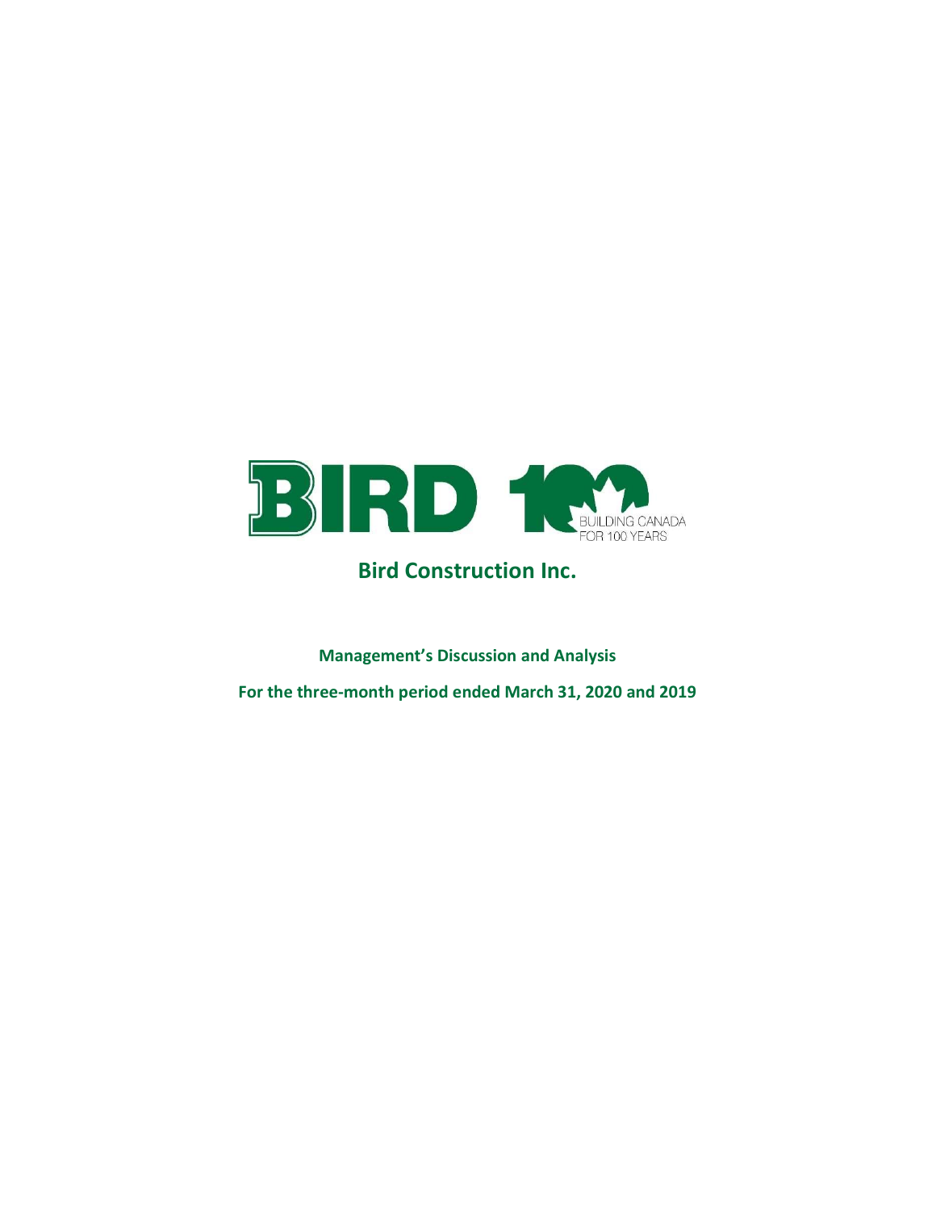BIRD 100 BUILDING CANADA FOR 100 YEARS

# Bird Construction Inc.

**Management's Discussion and Analysis**

**For the three-month period ended March 31, 2020 and 2019**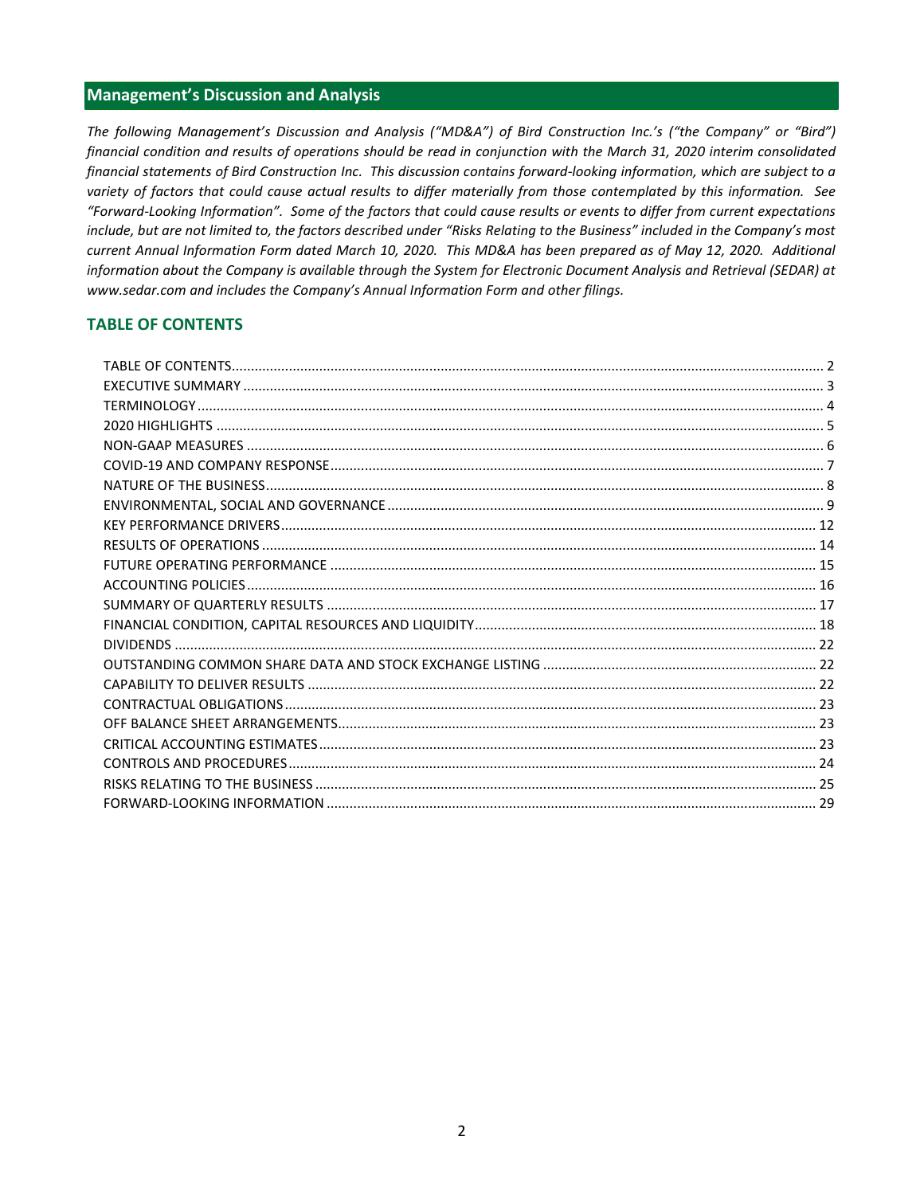## Management's Discussion and Analysis

*The following Management's Discussion and Analysis ("MD&A") of Bird Construction Inc.'s ("the Company" or "Bird") financial condition and results of operations should be read in conjunction with the March 31, 2020 interim consolidated financial statements of Bird Construction Inc. This discussion contains forward-looking information, which are subject to a variety of factors that could cause actual results to differ materially from those contemplated by this information. See "Forward-Looking Information". Some of the factors that could cause results or events to differ from current expectations include, but are not limited to, the factors described under "Risks Relating to the Business" included in the Company's most current Annual Information Form dated March 10, 2020. This MD&A has been prepared as of May 12, 2020. Additional information about the Company is available through the System for Electronic Document Analysis and Retrieval (SEDAR) at www.sedar.com and includes the Company's Annual Information Form and other filings.*

### TABLE OF CONTENTS

| | |
|---|---|
| TABLE OF CONTENTS | 2 |
| EXECUTIVE SUMMARY | 3 |
| TERMINOLOGY | 4 |
| 2020 HIGHLIGHTS | 5 |
| NON-GAAP MEASURES | 6 |
| COVID-19 AND COMPANY RESPONSE | 7 |
| NATURE OF THE BUSINESS | 8 |
| ENVIRONMENTAL, SOCIAL AND GOVERNANCE | 9 |
| KEY PERFORMANCE DRIVERS | 12 |
| RESULTS OF OPERATIONS | 14 |
| FUTURE OPERATING PERFORMANCE | 15 |
| ACCOUNTING POLICIES | 16 |
| SUMMARY OF QUARTERLY RESULTS | 17 |
| FINANCIAL CONDITION, CAPITAL RESOURCES AND LIQUIDITY | 18 |
| DIVIDENDS | 22 |
| OUTSTANDING COMMON SHARE DATA AND STOCK EXCHANGE LISTING | 22 |
| CAPABILITY TO DELIVER RESULTS | 22 |
| CONTRACTUAL OBLIGATIONS | 23 |
| OFF BALANCE SHEET ARRANGEMENTS | 23 |
| CRITICAL ACCOUNTING ESTIMATES | 23 |
| CONTROLS AND PROCEDURES | 24 |
| RISKS RELATING TO THE BUSINESS | 25 |
| FORWARD-LOOKING INFORMATION | 29 |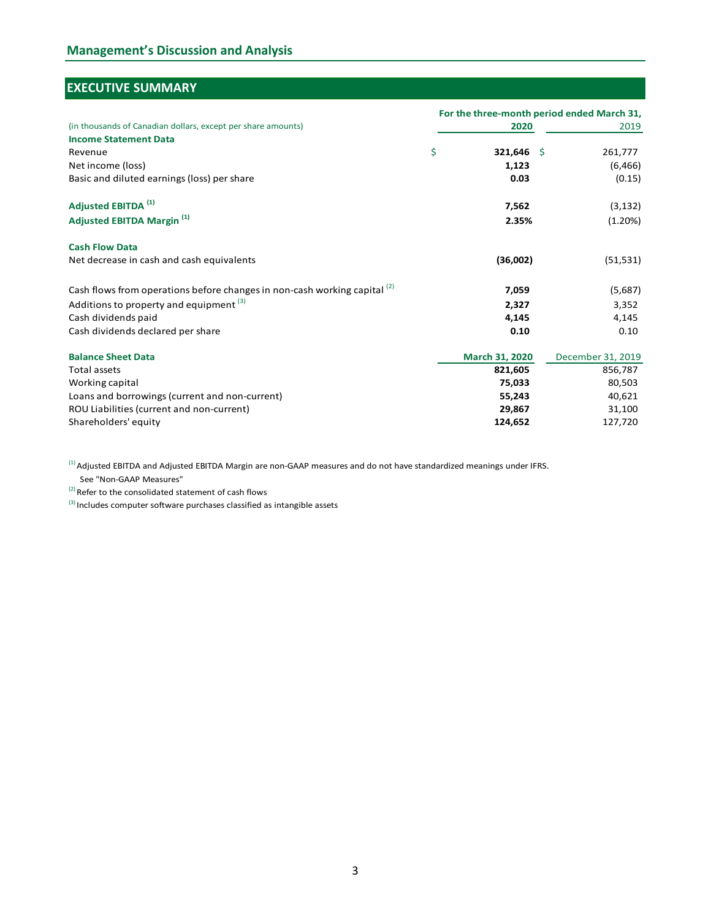## Management's Discussion and Analysis

## EXECUTIVE SUMMARY

| (in thousands of Canadian dollars, except per share amounts) | For the three-month period ended March 31, 2020 | 2019 |
|---|---|---|
| **Income Statement Data** | | |
| Revenue | $ **321,646** | $ 261,777 |
| Net income (loss) | **1,123** | (6,466) |
| Basic and diluted earnings (loss) per share | **0.03** | (0.15) |
| | | |
| **Adjusted EBITDA [(1)]** | **7,562** | (3,132) |
| **Adjusted EBITDA Margin [(1)]** | **2.35%** | (1.20%) |
| | | |
| **Cash Flow Data** | | |
| Net decrease in cash and cash equivalents | **(36,002)** | (51,531) |
| | | |
| Cash flows from operations before changes in non-cash working capital [(2)] | **7,059** | (5,687) |
| Additions to property and equipment [(3)] | **2,327** | 3,352 |
| Cash dividends paid | **4,145** | 4,145 |
| Cash dividends declared per share | **0.10** | 0.10 |
| | | |
| **Balance Sheet Data** | **March 31, 2020** | December 31, 2019 |
| Total assets | **821,605** | 856,787 |
| Working capital | **75,033** | 80,503 |
| Loans and borrowings (current and non-current) | **55,243** | 40,621 |
| ROU Liabilities (current and non-current) | **29,867** | 31,100 |
| Shareholders' equity | **124,652** | 127,720 |

[(1)] Adjusted EBITDA and Adjusted EBITDA Margin are non-GAAP measures and do not have standardized meanings under IFRS. See "Non-GAAP Measures"

[(2)] Refer to the consolidated statement of cash flows

[(3)] Includes computer software purchases classified as intangible assets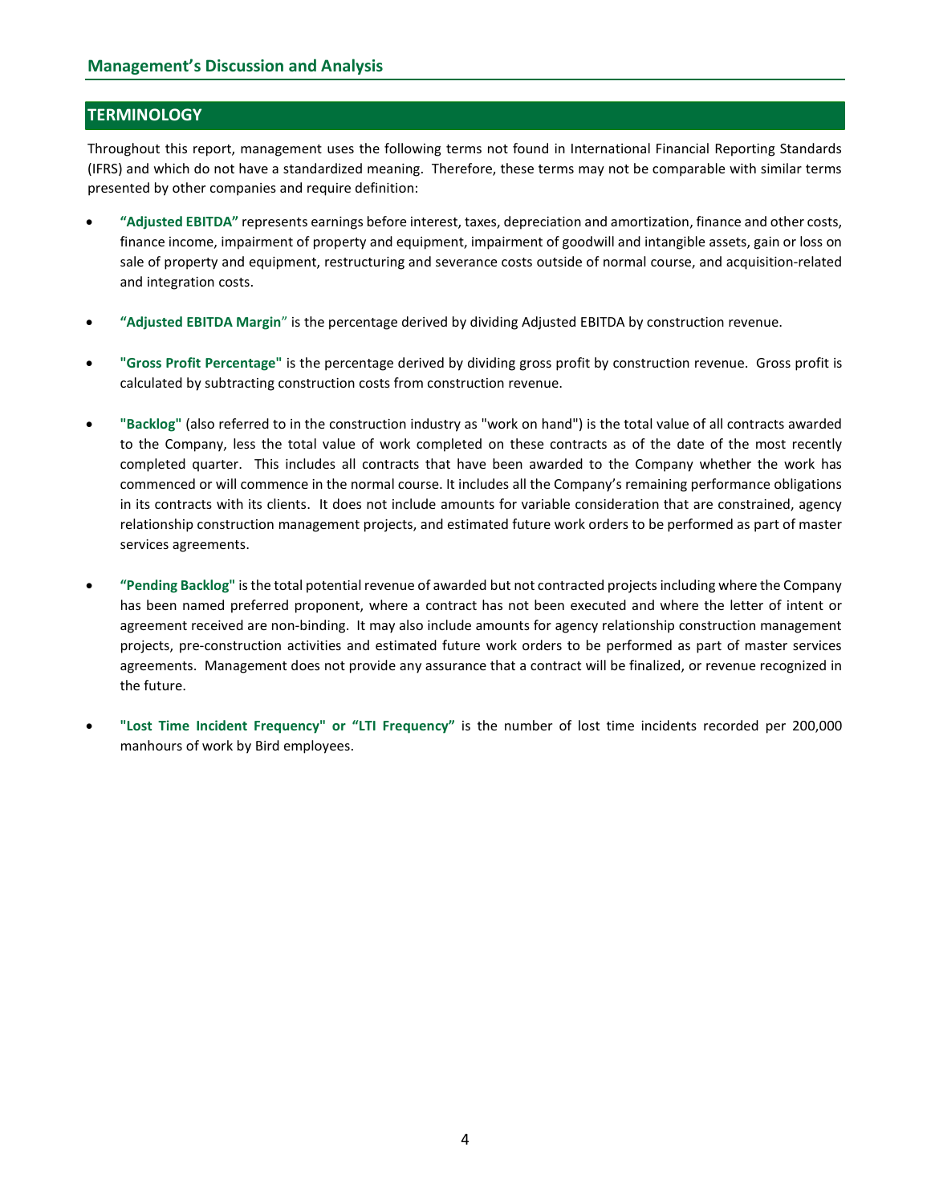## TERMINOLOGY

Throughout this report, management uses the following terms not found in International Financial Reporting Standards (IFRS) and which do not have a standardized meaning. Therefore, these terms may not be comparable with similar terms presented by other companies and require definition:

- **"Adjusted EBITDA"** represents earnings before interest, taxes, depreciation and amortization, finance and other costs, finance income, impairment of property and equipment, impairment of goodwill and intangible assets, gain or loss on sale of property and equipment, restructuring and severance costs outside of normal course, and acquisition-related and integration costs.

- **"Adjusted EBITDA Margin"** is the percentage derived by dividing Adjusted EBITDA by construction revenue.

- **"Gross Profit Percentage"** is the percentage derived by dividing gross profit by construction revenue. Gross profit is calculated by subtracting construction costs from construction revenue.

- **"Backlog"** (also referred to in the construction industry as "work on hand") is the total value of all contracts awarded to the Company, less the total value of work completed on these contracts as of the date of the most recently completed quarter. This includes all contracts that have been awarded to the Company whether the work has commenced or will commence in the normal course. It includes all the Company's remaining performance obligations in its contracts with its clients. It does not include amounts for variable consideration that are constrained, agency relationship construction management projects, and estimated future work orders to be performed as part of master services agreements.

- **"Pending Backlog"** is the total potential revenue of awarded but not contracted projects including where the Company has been named preferred proponent, where a contract has not been executed and where the letter of intent or agreement received are non-binding. It may also include amounts for agency relationship construction management projects, pre-construction activities and estimated future work orders to be performed as part of master services agreements. Management does not provide any assurance that a contract will be finalized, or revenue recognized in the future.

- **"Lost Time Incident Frequency" or "LTI Frequency"** is the number of lost time incidents recorded per 200,000 manhours of work by Bird employees.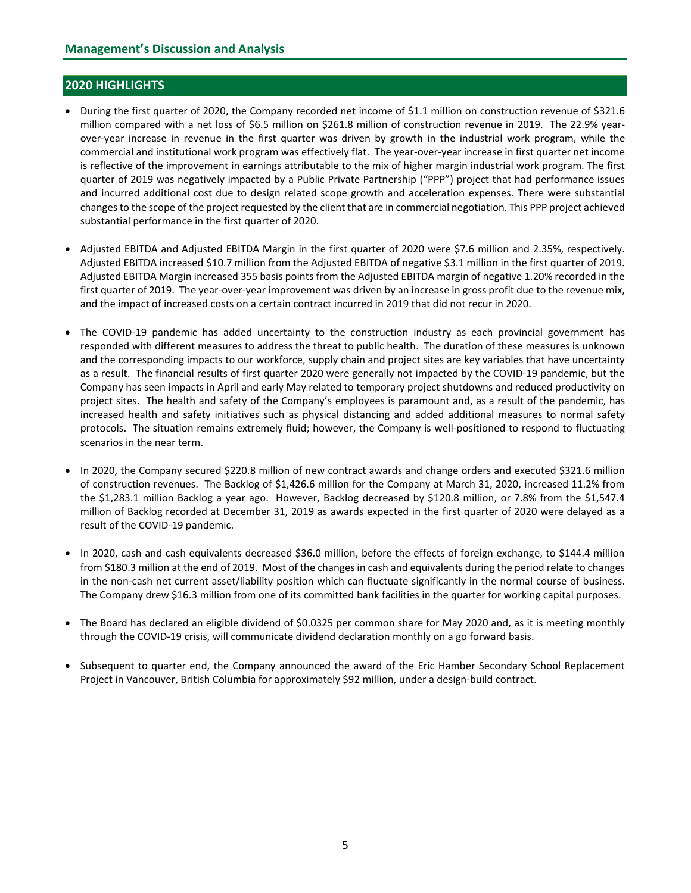## Management's Discussion and Analysis

## 2020 HIGHLIGHTS

- During the first quarter of 2020, the Company recorded net income of $1.1 million on construction revenue of $321.6 million compared with a net loss of $6.5 million on $261.8 million of construction revenue in 2019. The 22.9% year-over-year increase in revenue in the first quarter was driven by growth in the industrial work program, while the commercial and institutional work program was effectively flat. The year-over-year increase in first quarter net income is reflective of the improvement in earnings attributable to the mix of higher margin industrial work program. The first quarter of 2019 was negatively impacted by a Public Private Partnership ("PPP") project that had performance issues and incurred additional cost due to design related scope growth and acceleration expenses. There were substantial changes to the scope of the project requested by the client that are in commercial negotiation. This PPP project achieved substantial performance in the first quarter of 2020.

- Adjusted EBITDA and Adjusted EBITDA Margin in the first quarter of 2020 were $7.6 million and 2.35%, respectively. Adjusted EBITDA increased $10.7 million from the Adjusted EBITDA of negative $3.1 million in the first quarter of 2019. Adjusted EBITDA Margin increased 355 basis points from the Adjusted EBITDA margin of negative 1.20% recorded in the first quarter of 2019. The year-over-year improvement was driven by an increase in gross profit due to the revenue mix, and the impact of increased costs on a certain contract incurred in 2019 that did not recur in 2020.

- The COVID-19 pandemic has added uncertainty to the construction industry as each provincial government has responded with different measures to address the threat to public health. The duration of these measures is unknown and the corresponding impacts to our workforce, supply chain and project sites are key variables that have uncertainty as a result. The financial results of first quarter 2020 were generally not impacted by the COVID-19 pandemic, but the Company has seen impacts in April and early May related to temporary project shutdowns and reduced productivity on project sites. The health and safety of the Company's employees is paramount and, as a result of the pandemic, has increased health and safety initiatives such as physical distancing and added additional measures to normal safety protocols. The situation remains extremely fluid; however, the Company is well-positioned to respond to fluctuating scenarios in the near term.

- In 2020, the Company secured $220.8 million of new contract awards and change orders and executed $321.6 million of construction revenues. The Backlog of $1,426.6 million for the Company at March 31, 2020, increased 11.2% from the $1,283.1 million Backlog a year ago. However, Backlog decreased by $120.8 million, or 7.8% from the $1,547.4 million of Backlog recorded at December 31, 2019 as awards expected in the first quarter of 2020 were delayed as a result of the COVID-19 pandemic.

- In 2020, cash and cash equivalents decreased $36.0 million, before the effects of foreign exchange, to $144.4 million from $180.3 million at the end of 2019. Most of the changes in cash and equivalents during the period relate to changes in the non-cash net current asset/liability position which can fluctuate significantly in the normal course of business. The Company drew $16.3 million from one of its committed bank facilities in the quarter for working capital purposes.

- The Board has declared an eligible dividend of $0.0325 per common share for May 2020 and, as it is meeting monthly through the COVID-19 crisis, will communicate dividend declaration monthly on a go forward basis.

- Subsequent to quarter end, the Company announced the award of the Eric Hamber Secondary School Replacement Project in Vancouver, British Columbia for approximately $92 million, under a design-build contract.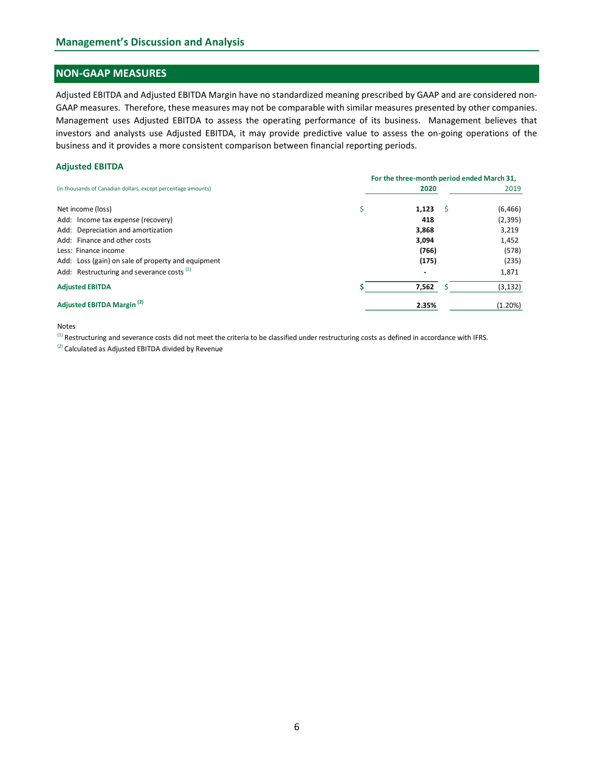## NON-GAAP MEASURES

Adjusted EBITDA and Adjusted EBITDA Margin have no standardized meaning prescribed by GAAP and are considered non-GAAP measures. Therefore, these measures may not be comparable with similar measures presented by other companies. Management uses Adjusted EBITDA to assess the operating performance of its business. Management believes that investors and analysts use Adjusted EBITDA, it may provide predictive value to assess the on-going operations of the business and it provides a more consistent comparison between financial reporting periods.

### Adjusted EBITDA

| (in thousands of Canadian dollars, except percentage amounts) | For the three-month period ended March 31, 2020 | 2019 |
|---|---|---|
| Net income (loss) | $ **1,123** | $ (6,466) |
| Add: Income tax expense (recovery) | **418** | (2,395) |
| Add: Depreciation and amortization | **3,868** | 3,219 |
| Add: Finance and other costs | **3,094** | 1,452 |
| Less: Finance income | **(766)** | (578) |
| Add: Loss (gain) on sale of property and equipment | **(175)** | (235) |
| Add: Restructuring and severance costs [1] | **-** | 1,871 |
| **Adjusted EBITDA** | **$ 7,562** | $ (3,132) |
| **Adjusted EBITDA Margin [2]** | **2.35%** | (1.20%) |

Notes

[1] Restructuring and severance costs did not meet the criteria to be classified under restructuring costs as defined in accordance with IFRS.

[2] Calculated as Adjusted EBITDA divided by Revenue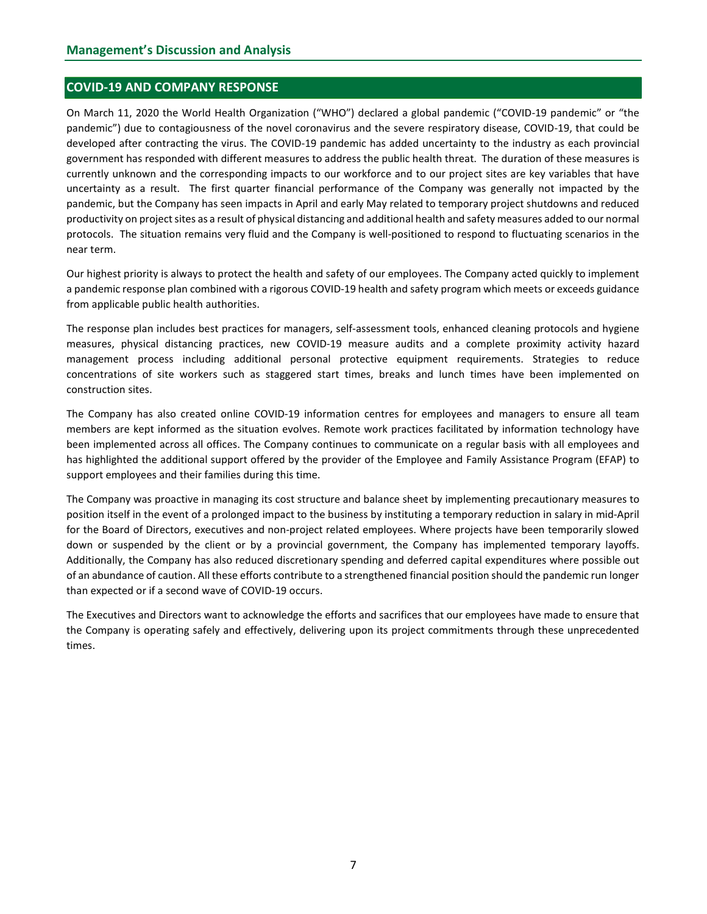## COVID-19 AND COMPANY RESPONSE

On March 11, 2020 the World Health Organization ("WHO") declared a global pandemic ("COVID-19 pandemic" or "the pandemic") due to contagiousness of the novel coronavirus and the severe respiratory disease, COVID-19, that could be developed after contracting the virus. The COVID-19 pandemic has added uncertainty to the industry as each provincial government has responded with different measures to address the public health threat. The duration of these measures is currently unknown and the corresponding impacts to our workforce and to our project sites are key variables that have uncertainty as a result. The first quarter financial performance of the Company was generally not impacted by the pandemic, but the Company has seen impacts in April and early May related to temporary project shutdowns and reduced productivity on project sites as a result of physical distancing and additional health and safety measures added to our normal protocols. The situation remains very fluid and the Company is well-positioned to respond to fluctuating scenarios in the near term.

Our highest priority is always to protect the health and safety of our employees. The Company acted quickly to implement a pandemic response plan combined with a rigorous COVID-19 health and safety program which meets or exceeds guidance from applicable public health authorities.

The response plan includes best practices for managers, self-assessment tools, enhanced cleaning protocols and hygiene measures, physical distancing practices, new COVID-19 measure audits and a complete proximity activity hazard management process including additional personal protective equipment requirements. Strategies to reduce concentrations of site workers such as staggered start times, breaks and lunch times have been implemented on construction sites.

The Company has also created online COVID-19 information centres for employees and managers to ensure all team members are kept informed as the situation evolves. Remote work practices facilitated by information technology have been implemented across all offices. The Company continues to communicate on a regular basis with all employees and has highlighted the additional support offered by the provider of the Employee and Family Assistance Program (EFAP) to support employees and their families during this time.

The Company was proactive in managing its cost structure and balance sheet by implementing precautionary measures to position itself in the event of a prolonged impact to the business by instituting a temporary reduction in salary in mid-April for the Board of Directors, executives and non-project related employees. Where projects have been temporarily slowed down or suspended by the client or by a provincial government, the Company has implemented temporary layoffs. Additionally, the Company has also reduced discretionary spending and deferred capital expenditures where possible out of an abundance of caution. All these efforts contribute to a strengthened financial position should the pandemic run longer than expected or if a second wave of COVID-19 occurs.

The Executives and Directors want to acknowledge the efforts and sacrifices that our employees have made to ensure that the Company is operating safely and effectively, delivering upon its project commitments through these unprecedented times.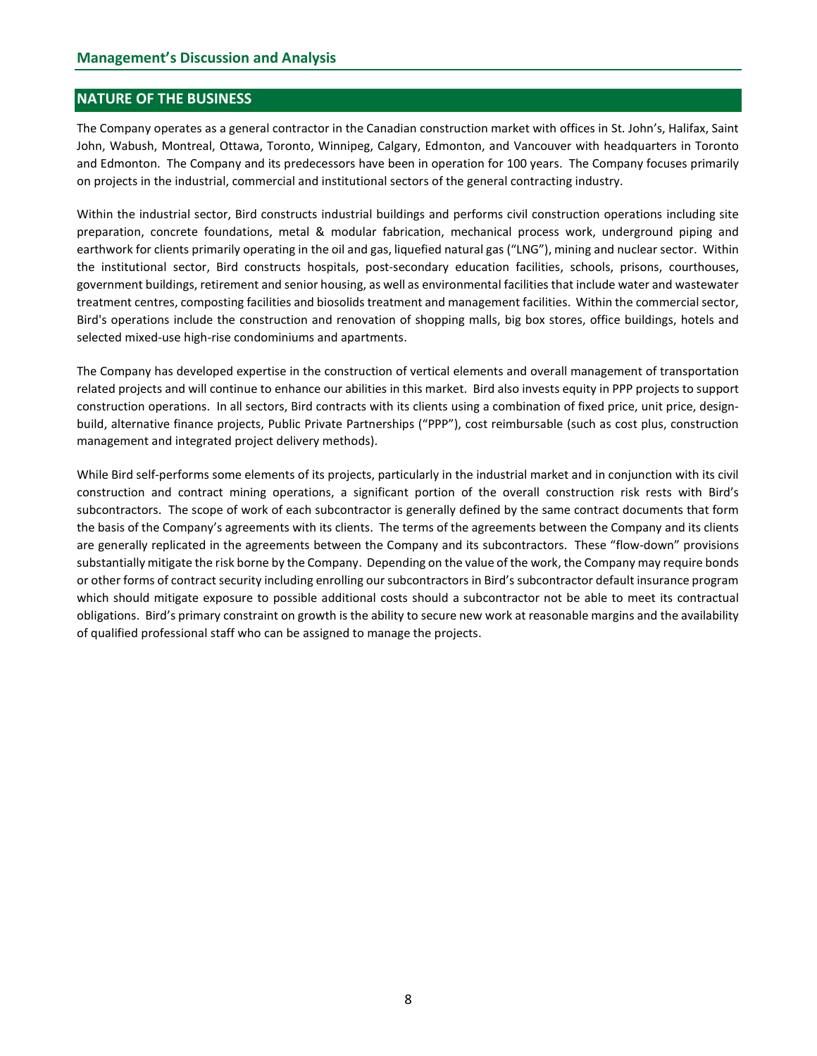## NATURE OF THE BUSINESS

The Company operates as a general contractor in the Canadian construction market with offices in St. John's, Halifax, Saint John, Wabush, Montreal, Ottawa, Toronto, Winnipeg, Calgary, Edmonton, and Vancouver with headquarters in Toronto and Edmonton. The Company and its predecessors have been in operation for 100 years. The Company focuses primarily on projects in the industrial, commercial and institutional sectors of the general contracting industry.

Within the industrial sector, Bird constructs industrial buildings and performs civil construction operations including site preparation, concrete foundations, metal & modular fabrication, mechanical process work, underground piping and earthwork for clients primarily operating in the oil and gas, liquefied natural gas ("LNG"), mining and nuclear sector. Within the institutional sector, Bird constructs hospitals, post-secondary education facilities, schools, prisons, courthouses, government buildings, retirement and senior housing, as well as environmental facilities that include water and wastewater treatment centres, composting facilities and biosolids treatment and management facilities. Within the commercial sector, Bird's operations include the construction and renovation of shopping malls, big box stores, office buildings, hotels and selected mixed-use high-rise condominiums and apartments.

The Company has developed expertise in the construction of vertical elements and overall management of transportation related projects and will continue to enhance our abilities in this market. Bird also invests equity in PPP projects to support construction operations. In all sectors, Bird contracts with its clients using a combination of fixed price, unit price, design-build, alternative finance projects, Public Private Partnerships ("PPP"), cost reimbursable (such as cost plus, construction management and integrated project delivery methods).

While Bird self-performs some elements of its projects, particularly in the industrial market and in conjunction with its civil construction and contract mining operations, a significant portion of the overall construction risk rests with Bird's subcontractors. The scope of work of each subcontractor is generally defined by the same contract documents that form the basis of the Company's agreements with its clients. The terms of the agreements between the Company and its clients are generally replicated in the agreements between the Company and its subcontractors. These "flow-down" provisions substantially mitigate the risk borne by the Company. Depending on the value of the work, the Company may require bonds or other forms of contract security including enrolling our subcontractors in Bird's subcontractor default insurance program which should mitigate exposure to possible additional costs should a subcontractor not be able to meet its contractual obligations. Bird's primary constraint on growth is the ability to secure new work at reasonable margins and the availability of qualified professional staff who can be assigned to manage the projects.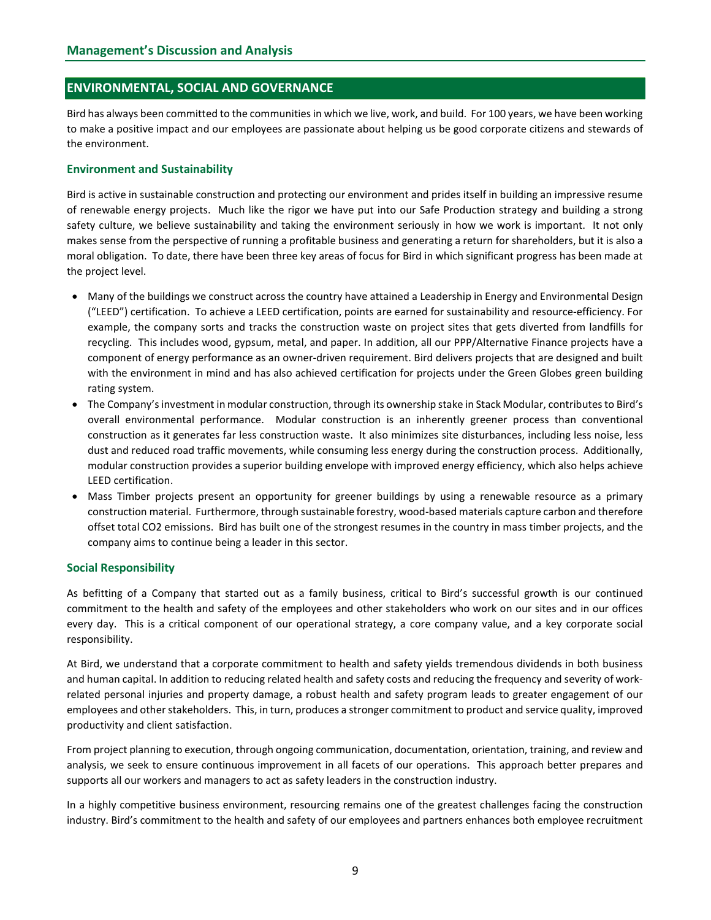## ENVIRONMENTAL, SOCIAL AND GOVERNANCE

Bird has always been committed to the communities in which we live, work, and build. For 100 years, we have been working to make a positive impact and our employees are passionate about helping us be good corporate citizens and stewards of the environment.

### Environment and Sustainability

Bird is active in sustainable construction and protecting our environment and prides itself in building an impressive resume of renewable energy projects. Much like the rigor we have put into our Safe Production strategy and building a strong safety culture, we believe sustainability and taking the environment seriously in how we work is important. It not only makes sense from the perspective of running a profitable business and generating a return for shareholders, but it is also a moral obligation. To date, there have been three key areas of focus for Bird in which significant progress has been made at the project level.

- Many of the buildings we construct across the country have attained a Leadership in Energy and Environmental Design ("LEED") certification. To achieve a LEED certification, points are earned for sustainability and resource-efficiency. For example, the company sorts and tracks the construction waste on project sites that gets diverted from landfills for recycling. This includes wood, gypsum, metal, and paper. In addition, all our PPP/Alternative Finance projects have a component of energy performance as an owner-driven requirement. Bird delivers projects that are designed and built with the environment in mind and has also achieved certification for projects under the Green Globes green building rating system.
- The Company's investment in modular construction, through its ownership stake in Stack Modular, contributes to Bird's overall environmental performance. Modular construction is an inherently greener process than conventional construction as it generates far less construction waste. It also minimizes site disturbances, including less noise, less dust and reduced road traffic movements, while consuming less energy during the construction process. Additionally, modular construction provides a superior building envelope with improved energy efficiency, which also helps achieve LEED certification.
- Mass Timber projects present an opportunity for greener buildings by using a renewable resource as a primary construction material. Furthermore, through sustainable forestry, wood-based materials capture carbon and therefore offset total $CO_2$ emissions. Bird has built one of the strongest resumes in the country in mass timber projects, and the company aims to continue being a leader in this sector.

### Social Responsibility

As befitting of a Company that started out as a family business, critical to Bird's successful growth is our continued commitment to the health and safety of the employees and other stakeholders who work on our sites and in our offices every day. This is a critical component of our operational strategy, a core company value, and a key corporate social responsibility.

At Bird, we understand that a corporate commitment to health and safety yields tremendous dividends in both business and human capital. In addition to reducing related health and safety costs and reducing the frequency and severity of work-related personal injuries and property damage, a robust health and safety program leads to greater engagement of our employees and other stakeholders. This, in turn, produces a stronger commitment to product and service quality, improved productivity and client satisfaction.

From project planning to execution, through ongoing communication, documentation, orientation, training, and review and analysis, we seek to ensure continuous improvement in all facets of our operations. This approach better prepares and supports all our workers and managers to act as safety leaders in the construction industry.

In a highly competitive business environment, resourcing remains one of the greatest challenges facing the construction industry. Bird's commitment to the health and safety of our employees and partners enhances both employee recruitment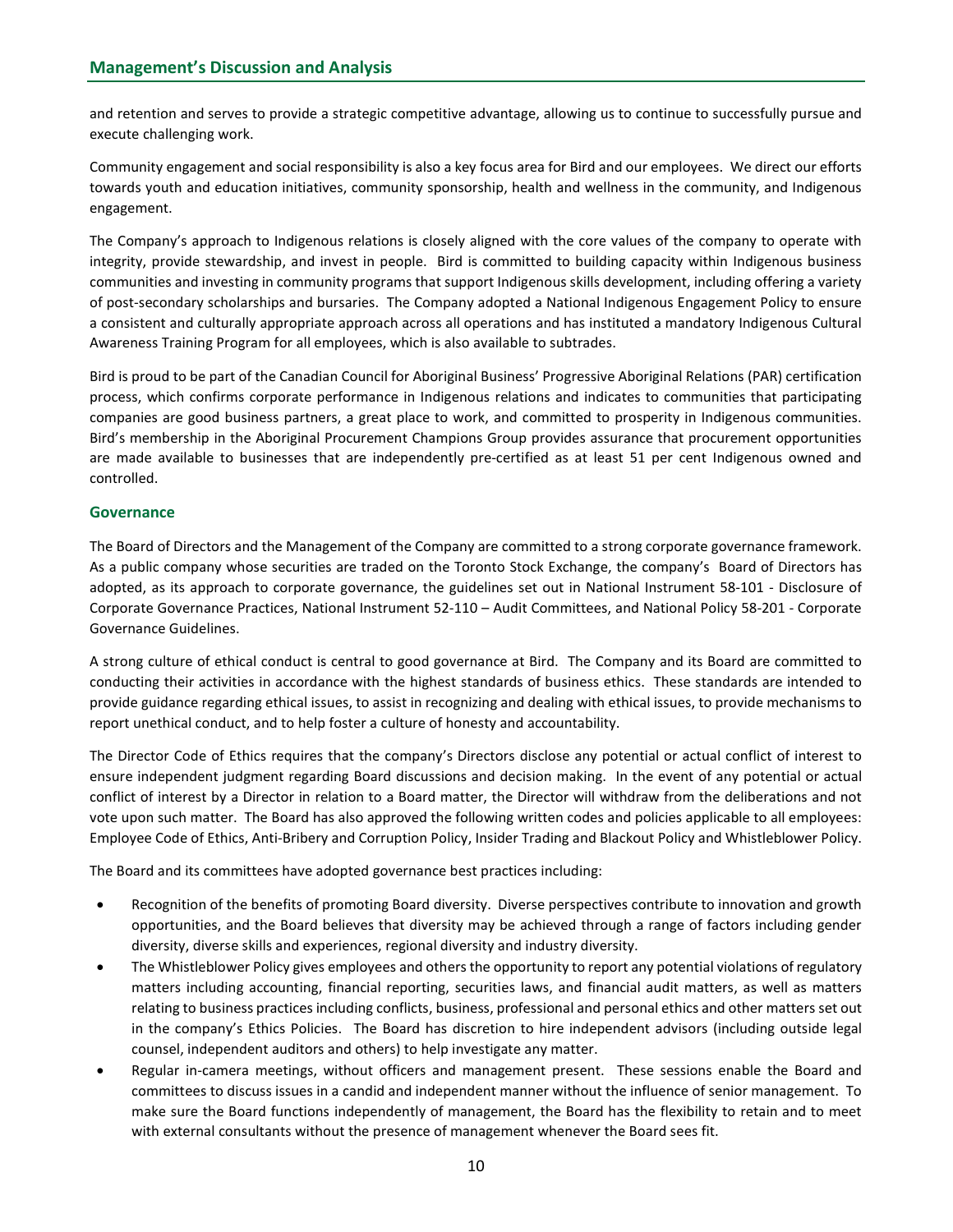and retention and serves to provide a strategic competitive advantage, allowing us to continue to successfully pursue and execute challenging work.

Community engagement and social responsibility is also a key focus area for Bird and our employees. We direct our efforts towards youth and education initiatives, community sponsorship, health and wellness in the community, and Indigenous engagement.

The Company's approach to Indigenous relations is closely aligned with the core values of the company to operate with integrity, provide stewardship, and invest in people. Bird is committed to building capacity within Indigenous business communities and investing in community programs that support Indigenous skills development, including offering a variety of post-secondary scholarships and bursaries. The Company adopted a National Indigenous Engagement Policy to ensure a consistent and culturally appropriate approach across all operations and has instituted a mandatory Indigenous Cultural Awareness Training Program for all employees, which is also available to subtrades.

Bird is proud to be part of the Canadian Council for Aboriginal Business' Progressive Aboriginal Relations (PAR) certification process, which confirms corporate performance in Indigenous relations and indicates to communities that participating companies are good business partners, a great place to work, and committed to prosperity in Indigenous communities. Bird's membership in the Aboriginal Procurement Champions Group provides assurance that procurement opportunities are made available to businesses that are independently pre-certified as at least 51 per cent Indigenous owned and controlled.

### Governance

The Board of Directors and the Management of the Company are committed to a strong corporate governance framework. As a public company whose securities are traded on the Toronto Stock Exchange, the company's Board of Directors has adopted, as its approach to corporate governance, the guidelines set out in National Instrument 58-101 - Disclosure of Corporate Governance Practices, National Instrument 52-110 – Audit Committees, and National Policy 58-201 - Corporate Governance Guidelines.

A strong culture of ethical conduct is central to good governance at Bird. The Company and its Board are committed to conducting their activities in accordance with the highest standards of business ethics. These standards are intended to provide guidance regarding ethical issues, to assist in recognizing and dealing with ethical issues, to provide mechanisms to report unethical conduct, and to help foster a culture of honesty and accountability.

The Director Code of Ethics requires that the company's Directors disclose any potential or actual conflict of interest to ensure independent judgment regarding Board discussions and decision making. In the event of any potential or actual conflict of interest by a Director in relation to a Board matter, the Director will withdraw from the deliberations and not vote upon such matter. The Board has also approved the following written codes and policies applicable to all employees: Employee Code of Ethics, Anti-Bribery and Corruption Policy, Insider Trading and Blackout Policy and Whistleblower Policy.

The Board and its committees have adopted governance best practices including:

- Recognition of the benefits of promoting Board diversity. Diverse perspectives contribute to innovation and growth opportunities, and the Board believes that diversity may be achieved through a range of factors including gender diversity, diverse skills and experiences, regional diversity and industry diversity.
- The Whistleblower Policy gives employees and others the opportunity to report any potential violations of regulatory matters including accounting, financial reporting, securities laws, and financial audit matters, as well as matters relating to business practices including conflicts, business, professional and personal ethics and other matters set out in the company's Ethics Policies. The Board has discretion to hire independent advisors (including outside legal counsel, independent auditors and others) to help investigate any matter.
- Regular in-camera meetings, without officers and management present. These sessions enable the Board and committees to discuss issues in a candid and independent manner without the influence of senior management. To make sure the Board functions independently of management, the Board has the flexibility to retain and to meet with external consultants without the presence of management whenever the Board sees fit.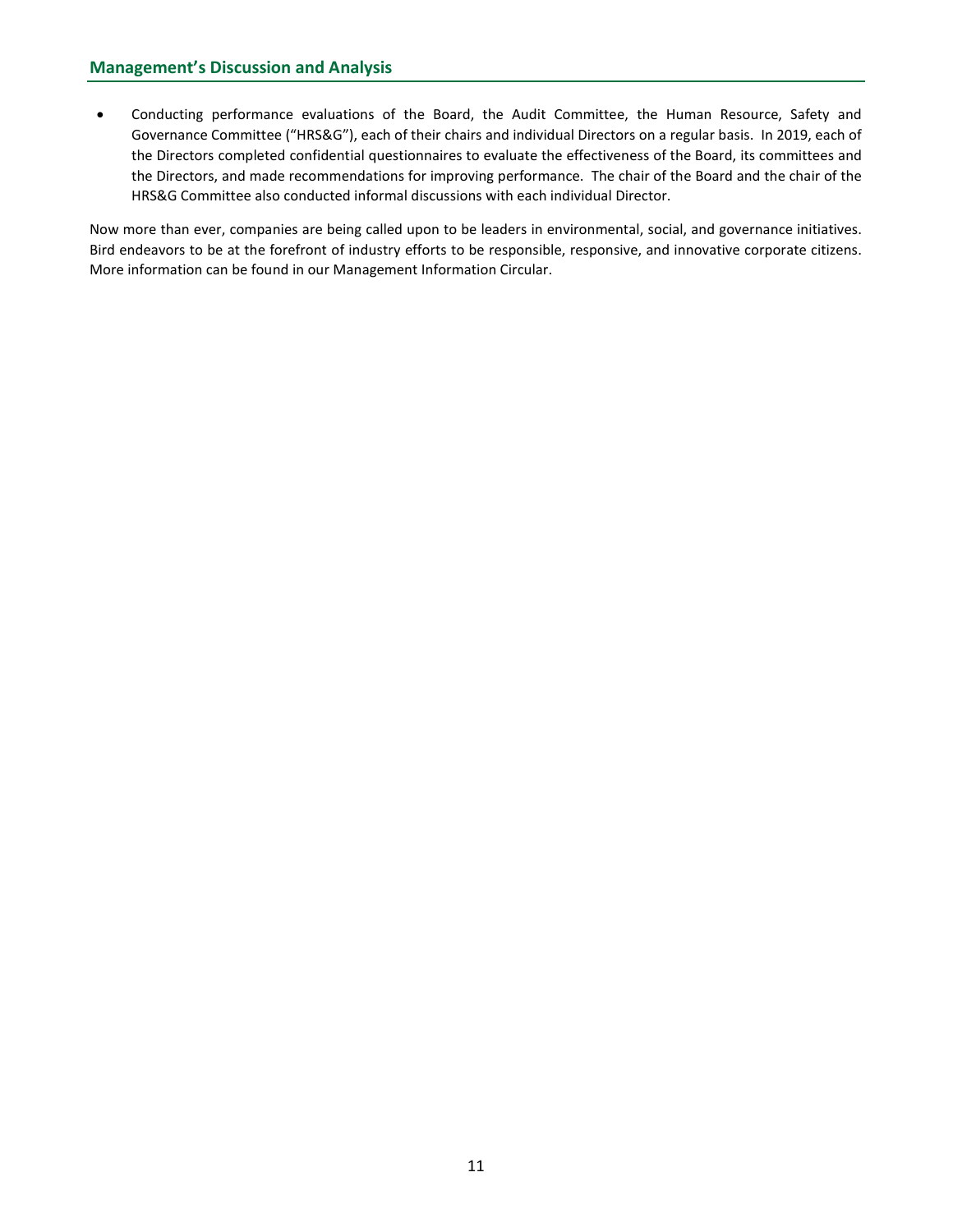- Conducting performance evaluations of the Board, the Audit Committee, the Human Resource, Safety and Governance Committee ("HRS&G"), each of their chairs and individual Directors on a regular basis. In 2019, each of the Directors completed confidential questionnaires to evaluate the effectiveness of the Board, its committees and the Directors, and made recommendations for improving performance. The chair of the Board and the chair of the HRS&G Committee also conducted informal discussions with each individual Director.

Now more than ever, companies are being called upon to be leaders in environmental, social, and governance initiatives. Bird endeavors to be at the forefront of industry efforts to be responsible, responsive, and innovative corporate citizens. More information can be found in our Management Information Circular.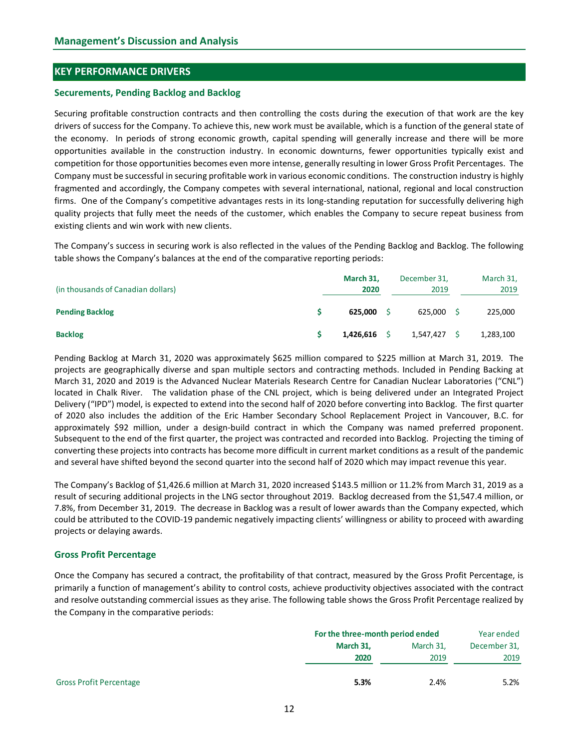## Management's Discussion and Analysis

## KEY PERFORMANCE DRIVERS

### Securements, Pending Backlog and Backlog

Securing profitable construction contracts and then controlling the costs during the execution of that work are the key drivers of success for the Company. To achieve this, new work must be available, which is a function of the general state of the economy. In periods of strong economic growth, capital spending will generally increase and there will be more opportunities available in the construction industry. In economic downturns, fewer opportunities typically exist and competition for those opportunities becomes even more intense, generally resulting in lower Gross Profit Percentages. The Company must be successful in securing profitable work in various economic conditions. The construction industry is highly fragmented and accordingly, the Company competes with several international, national, regional and local construction firms. One of the Company's competitive advantages rests in its long-standing reputation for successfully delivering high quality projects that fully meet the needs of the customer, which enables the Company to secure repeat business from existing clients and win work with new clients.

The Company's success in securing work is also reflected in the values of the Pending Backlog and Backlog. The following table shows the Company's balances at the end of the comparative reporting periods:

| (in thousands of Canadian dollars) | **March 31, 2020** | December 31, 2019 | March 31, 2019 |
|---|---|---|---|
| **Pending Backlog** | **$ 625,000** | $ 625,000 | $ 225,000 |
| **Backlog** | **$ 1,426,616** | $ 1,547,427 | $ 1,283,100 |

Pending Backlog at March 31, 2020 was approximately $625 million compared to $225 million at March 31, 2019. The projects are geographically diverse and span multiple sectors and contracting methods. Included in Pending Backing at March 31, 2020 and 2019 is the Advanced Nuclear Materials Research Centre for Canadian Nuclear Laboratories ("CNL") located in Chalk River. The validation phase of the CNL project, which is being delivered under an Integrated Project Delivery ("IPD") model, is expected to extend into the second half of 2020 before converting into Backlog. The first quarter of 2020 also includes the addition of the Eric Hamber Secondary School Replacement Project in Vancouver, B.C. for approximately $92 million, under a design-build contract in which the Company was named preferred proponent. Subsequent to the end of the first quarter, the project was contracted and recorded into Backlog. Projecting the timing of converting these projects into contracts has become more difficult in current market conditions as a result of the pandemic and several have shifted beyond the second quarter into the second half of 2020 which may impact revenue this year.

The Company's Backlog of $1,426.6 million at March 31, 2020 increased $143.5 million or 11.2% from March 31, 2019 as a result of securing additional projects in the LNG sector throughout 2019. Backlog decreased from the $1,547.4 million, or 7.8%, from December 31, 2019. The decrease in Backlog was a result of lower awards than the Company expected, which could be attributed to the COVID-19 pandemic negatively impacting clients' willingness or ability to proceed with awarding projects or delaying awards.

### Gross Profit Percentage

Once the Company has secured a contract, the profitability of that contract, measured by the Gross Profit Percentage, is primarily a function of management's ability to control costs, achieve productivity objectives associated with the contract and resolve outstanding commercial issues as they arise. The following table shows the Gross Profit Percentage realized by the Company in the comparative periods:

| | **For the three-month period ended** | | Year ended |
|---|---|---|---|
| | **March 31, 2020** | March 31, 2019 | December 31, 2019 |
| Gross Profit Percentage | **5.3%** | 2.4% | 5.2% |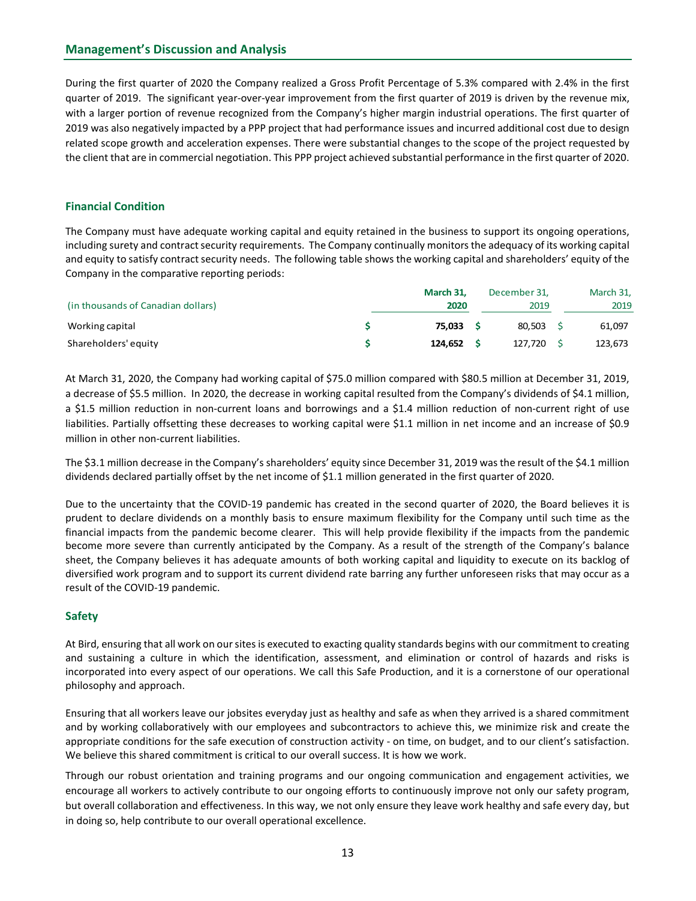## Management's Discussion and Analysis

During the first quarter of 2020 the Company realized a Gross Profit Percentage of 5.3% compared with 2.4% in the first quarter of 2019. The significant year-over-year improvement from the first quarter of 2019 is driven by the revenue mix, with a larger portion of revenue recognized from the Company's higher margin industrial operations. The first quarter of 2019 was also negatively impacted by a PPP project that had performance issues and incurred additional cost due to design related scope growth and acceleration expenses. There were substantial changes to the scope of the project requested by the client that are in commercial negotiation. This PPP project achieved substantial performance in the first quarter of 2020.

### Financial Condition

The Company must have adequate working capital and equity retained in the business to support its ongoing operations, including surety and contract security requirements. The Company continually monitors the adequacy of its working capital and equity to satisfy contract security needs. The following table shows the working capital and shareholders' equity of the Company in the comparative reporting periods:

| (in thousands of Canadian dollars) | | **March 31, 2020** | | December 31, 2019 | | March 31, 2019 |
|---|---|---|---|---|---|---|
| Working capital | $ | **75,033** | $ | 80,503 | $ | 61,097 |
| Shareholders' equity | $ | **124,652** | $ | 127,720 | $ | 123,673 |

At March 31, 2020, the Company had working capital of $75.0 million compared with $80.5 million at December 31, 2019, a decrease of $5.5 million. In 2020, the decrease in working capital resulted from the Company's dividends of $4.1 million, a $1.5 million reduction in non-current loans and borrowings and a $1.4 million reduction of non-current right of use liabilities. Partially offsetting these decreases to working capital were $1.1 million in net income and an increase of $0.9 million in other non-current liabilities.

The $3.1 million decrease in the Company's shareholders' equity since December 31, 2019 was the result of the $4.1 million dividends declared partially offset by the net income of $1.1 million generated in the first quarter of 2020.

Due to the uncertainty that the COVID-19 pandemic has created in the second quarter of 2020, the Board believes it is prudent to declare dividends on a monthly basis to ensure maximum flexibility for the Company until such time as the financial impacts from the pandemic become clearer. This will help provide flexibility if the impacts from the pandemic become more severe than currently anticipated by the Company. As a result of the strength of the Company's balance sheet, the Company believes it has adequate amounts of both working capital and liquidity to execute on its backlog of diversified work program and to support its current dividend rate barring any further unforeseen risks that may occur as a result of the COVID-19 pandemic.

### Safety

At Bird, ensuring that all work on our sites is executed to exacting quality standards begins with our commitment to creating and sustaining a culture in which the identification, assessment, and elimination or control of hazards and risks is incorporated into every aspect of our operations. We call this Safe Production, and it is a cornerstone of our operational philosophy and approach.

Ensuring that all workers leave our jobsites everyday just as healthy and safe as when they arrived is a shared commitment and by working collaboratively with our employees and subcontractors to achieve this, we minimize risk and create the appropriate conditions for the safe execution of construction activity - on time, on budget, and to our client's satisfaction. We believe this shared commitment is critical to our overall success. It is how we work.

Through our robust orientation and training programs and our ongoing communication and engagement activities, we encourage all workers to actively contribute to our ongoing efforts to continuously improve not only our safety program, but overall collaboration and effectiveness. In this way, we not only ensure they leave work healthy and safe every day, but in doing so, help contribute to our overall operational excellence.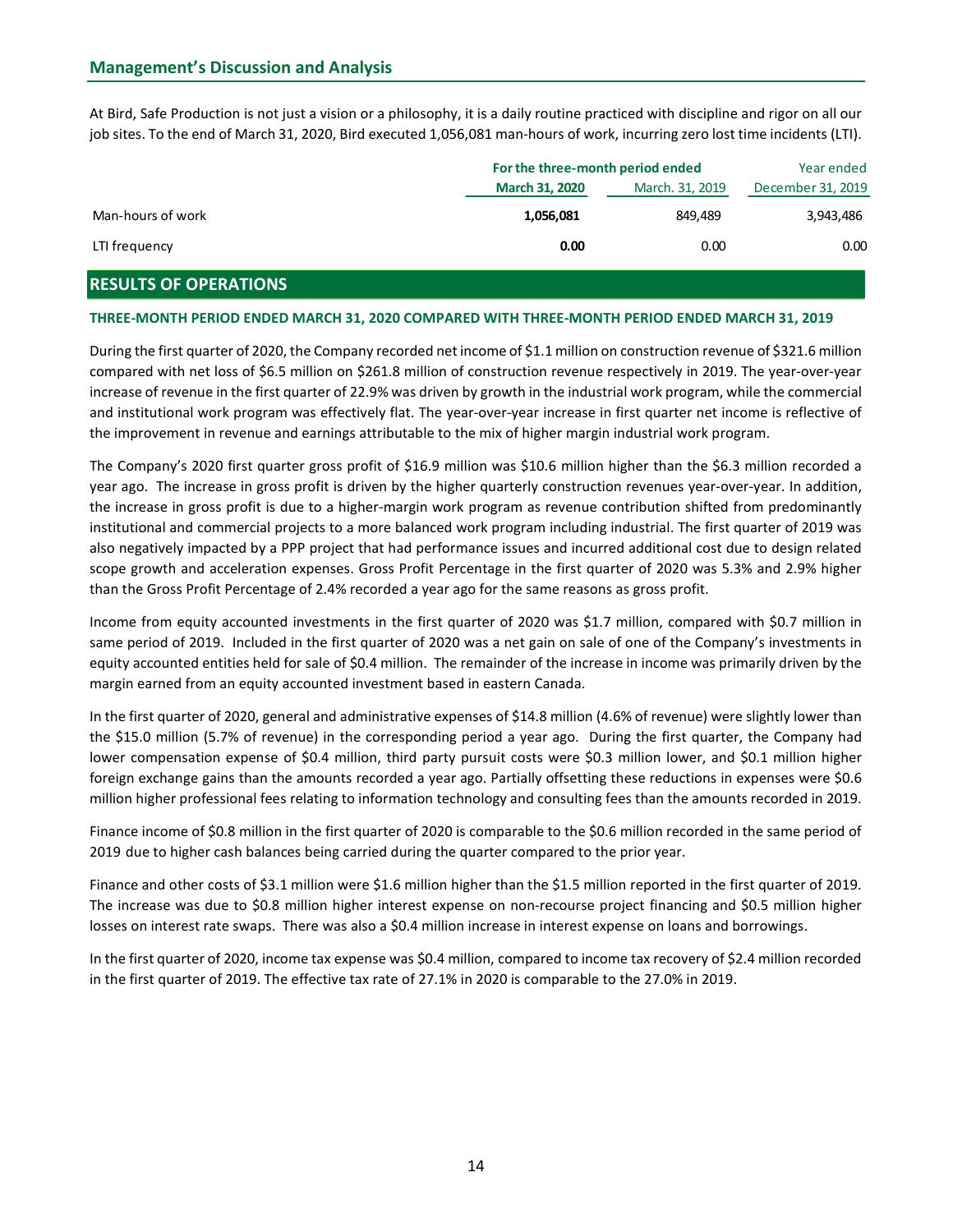## Management's Discussion and Analysis

At Bird, Safe Production is not just a vision or a philosophy, it is a daily routine practiced with discipline and rigor on all our job sites. To the end of March 31, 2020, Bird executed 1,056,081 man-hours of work, incurring zero lost time incidents (LTI).

| | For the three-month period ended | | Year ended |
|---|---|---|---|
| | **March 31, 2020** | March. 31, 2019 | December 31, 2019 |
| Man-hours of work | **1,056,081** | 849,489 | 3,943,486 |
| LTI frequency | **0.00** | 0.00 | 0.00 |

## RESULTS OF OPERATIONS

### THREE-MONTH PERIOD ENDED MARCH 31, 2020 COMPARED WITH THREE-MONTH PERIOD ENDED MARCH 31, 2019

During the first quarter of 2020, the Company recorded net income of $1.1 million on construction revenue of $321.6 million compared with net loss of $6.5 million on $261.8 million of construction revenue respectively in 2019. The year-over-year increase of revenue in the first quarter of 22.9% was driven by growth in the industrial work program, while the commercial and institutional work program was effectively flat. The year-over-year increase in first quarter net income is reflective of the improvement in revenue and earnings attributable to the mix of higher margin industrial work program.

The Company's 2020 first quarter gross profit of $16.9 million was $10.6 million higher than the $6.3 million recorded a year ago. The increase in gross profit is driven by the higher quarterly construction revenues year-over-year. In addition, the increase in gross profit is due to a higher-margin work program as revenue contribution shifted from predominantly institutional and commercial projects to a more balanced work program including industrial. The first quarter of 2019 was also negatively impacted by a PPP project that had performance issues and incurred additional cost due to design related scope growth and acceleration expenses. Gross Profit Percentage in the first quarter of 2020 was 5.3% and 2.9% higher than the Gross Profit Percentage of 2.4% recorded a year ago for the same reasons as gross profit.

Income from equity accounted investments in the first quarter of 2020 was $1.7 million, compared with $0.7 million in same period of 2019. Included in the first quarter of 2020 was a net gain on sale of one of the Company's investments in equity accounted entities held for sale of $0.4 million. The remainder of the increase in income was primarily driven by the margin earned from an equity accounted investment based in eastern Canada.

In the first quarter of 2020, general and administrative expenses of $14.8 million (4.6% of revenue) were slightly lower than the $15.0 million (5.7% of revenue) in the corresponding period a year ago. During the first quarter, the Company had lower compensation expense of $0.4 million, third party pursuit costs were $0.3 million lower, and $0.1 million higher foreign exchange gains than the amounts recorded a year ago. Partially offsetting these reductions in expenses were $0.6 million higher professional fees relating to information technology and consulting fees than the amounts recorded in 2019.

Finance income of $0.8 million in the first quarter of 2020 is comparable to the $0.6 million recorded in the same period of 2019 due to higher cash balances being carried during the quarter compared to the prior year.

Finance and other costs of $3.1 million were $1.6 million higher than the $1.5 million reported in the first quarter of 2019. The increase was due to $0.8 million higher interest expense on non-recourse project financing and $0.5 million higher losses on interest rate swaps. There was also a $0.4 million increase in interest expense on loans and borrowings.

In the first quarter of 2020, income tax expense was $0.4 million, compared to income tax recovery of $2.4 million recorded in the first quarter of 2019. The effective tax rate of 27.1% in 2020 is comparable to the 27.0% in 2019.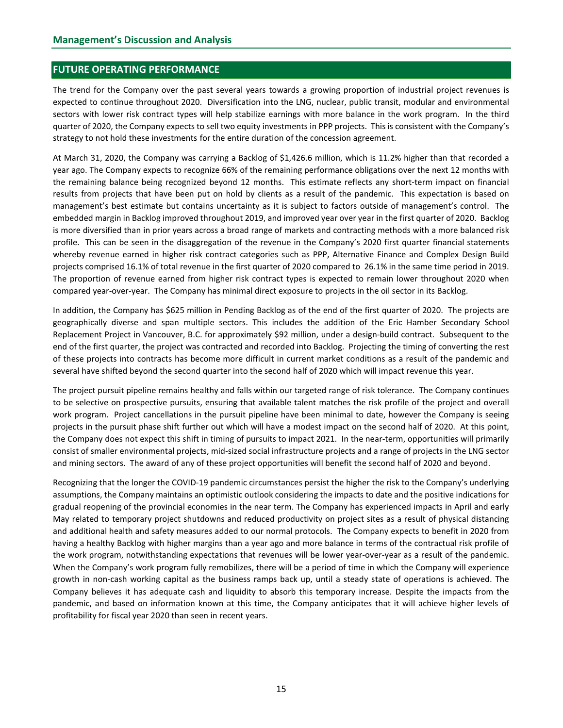## FUTURE OPERATING PERFORMANCE

The trend for the Company over the past several years towards a growing proportion of industrial project revenues is expected to continue throughout 2020. Diversification into the LNG, nuclear, public transit, modular and environmental sectors with lower risk contract types will help stabilize earnings with more balance in the work program. In the third quarter of 2020, the Company expects to sell two equity investments in PPP projects. This is consistent with the Company's strategy to not hold these investments for the entire duration of the concession agreement.

At March 31, 2020, the Company was carrying a Backlog of $1,426.6 million, which is 11.2% higher than that recorded a year ago. The Company expects to recognize 66% of the remaining performance obligations over the next 12 months with the remaining balance being recognized beyond 12 months. This estimate reflects any short-term impact on financial results from projects that have been put on hold by clients as a result of the pandemic. This expectation is based on management's best estimate but contains uncertainty as it is subject to factors outside of management's control. The embedded margin in Backlog improved throughout 2019, and improved year over year in the first quarter of 2020. Backlog is more diversified than in prior years across a broad range of markets and contracting methods with a more balanced risk profile. This can be seen in the disaggregation of the revenue in the Company's 2020 first quarter financial statements whereby revenue earned in higher risk contract categories such as PPP, Alternative Finance and Complex Design Build projects comprised 16.1% of total revenue in the first quarter of 2020 compared to 26.1% in the same time period in 2019. The proportion of revenue earned from higher risk contract types is expected to remain lower throughout 2020 when compared year-over-year. The Company has minimal direct exposure to projects in the oil sector in its Backlog.

In addition, the Company has $625 million in Pending Backlog as of the end of the first quarter of 2020. The projects are geographically diverse and span multiple sectors. This includes the addition of the Eric Hamber Secondary School Replacement Project in Vancouver, B.C. for approximately $92 million, under a design-build contract. Subsequent to the end of the first quarter, the project was contracted and recorded into Backlog. Projecting the timing of converting the rest of these projects into contracts has become more difficult in current market conditions as a result of the pandemic and several have shifted beyond the second quarter into the second half of 2020 which will impact revenue this year.

The project pursuit pipeline remains healthy and falls within our targeted range of risk tolerance. The Company continues to be selective on prospective pursuits, ensuring that available talent matches the risk profile of the project and overall work program. Project cancellations in the pursuit pipeline have been minimal to date, however the Company is seeing projects in the pursuit phase shift further out which will have a modest impact on the second half of 2020. At this point, the Company does not expect this shift in timing of pursuits to impact 2021. In the near-term, opportunities will primarily consist of smaller environmental projects, mid-sized social infrastructure projects and a range of projects in the LNG sector and mining sectors. The award of any of these project opportunities will benefit the second half of 2020 and beyond.

Recognizing that the longer the COVID-19 pandemic circumstances persist the higher the risk to the Company's underlying assumptions, the Company maintains an optimistic outlook considering the impacts to date and the positive indications for gradual reopening of the provincial economies in the near term. The Company has experienced impacts in April and early May related to temporary project shutdowns and reduced productivity on project sites as a result of physical distancing and additional health and safety measures added to our normal protocols. The Company expects to benefit in 2020 from having a healthy Backlog with higher margins than a year ago and more balance in terms of the contractual risk profile of the work program, notwithstanding expectations that revenues will be lower year-over-year as a result of the pandemic. When the Company's work program fully remobilizes, there will be a period of time in which the Company will experience growth in non-cash working capital as the business ramps back up, until a steady state of operations is achieved. The Company believes it has adequate cash and liquidity to absorb this temporary increase. Despite the impacts from the pandemic, and based on information known at this time, the Company anticipates that it will achieve higher levels of profitability for fiscal year 2020 than seen in recent years.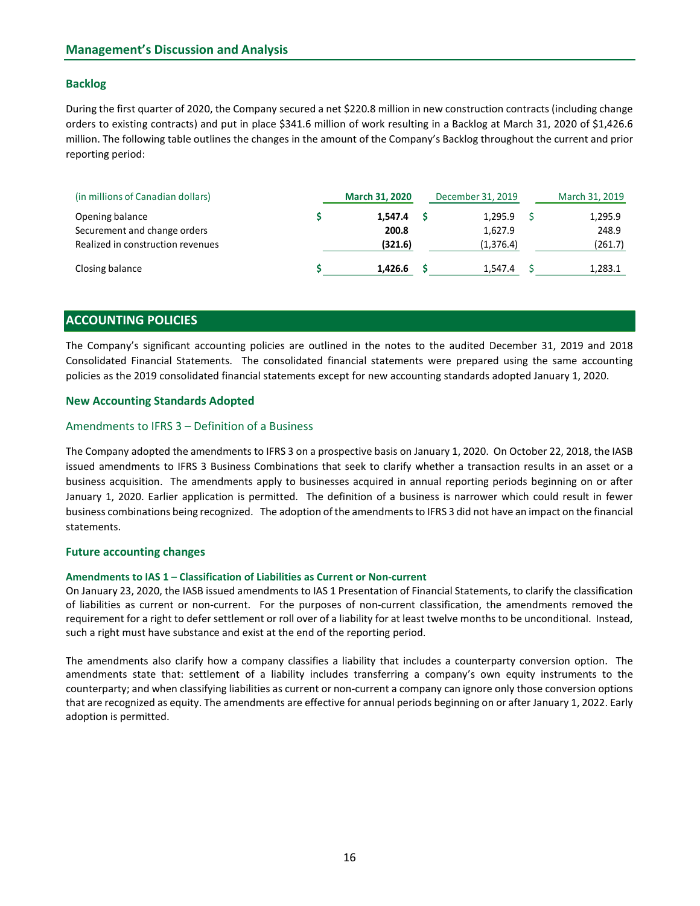## Backlog

During the first quarter of 2020, the Company secured a net $220.8 million in new construction contracts (including change orders to existing contracts) and put in place $341.6 million of work resulting in a Backlog at March 31, 2020 of $1,426.6 million. The following table outlines the changes in the amount of the Company's Backlog throughout the current and prior reporting period:

| (in millions of Canadian dollars) | **March 31, 2020** | December 31, 2019 | March 31, 2019 |
|---|---|---|---|
| Opening balance | $ **1,547.4** | $ 1,295.9 | $ 1,295.9 |
| Securement and change orders | **200.8** | 1,627.9 | 248.9 |
| Realized in construction revenues | **(321.6)** | (1,376.4) | (261.7) |
| Closing balance | $ **1,426.6** | $ 1,547.4 | $ 1,283.1 |

# ACCOUNTING POLICIES

The Company's significant accounting policies are outlined in the notes to the audited December 31, 2019 and 2018 Consolidated Financial Statements. The consolidated financial statements were prepared using the same accounting policies as the 2019 consolidated financial statements except for new accounting standards adopted January 1, 2020.

## New Accounting Standards Adopted

### Amendments to IFRS 3 – Definition of a Business

The Company adopted the amendments to IFRS 3 on a prospective basis on January 1, 2020. On October 22, 2018, the IASB issued amendments to IFRS 3 Business Combinations that seek to clarify whether a transaction results in an asset or a business acquisition. The amendments apply to businesses acquired in annual reporting periods beginning on or after January 1, 2020. Earlier application is permitted. The definition of a business is narrower which could result in fewer business combinations being recognized. The adoption of the amendments to IFRS 3 did not have an impact on the financial statements.

## Future accounting changes

#### Amendments to IAS 1 – Classification of Liabilities as Current or Non-current

On January 23, 2020, the IASB issued amendments to IAS 1 Presentation of Financial Statements, to clarify the classification of liabilities as current or non-current. For the purposes of non-current classification, the amendments removed the requirement for a right to defer settlement or roll over of a liability for at least twelve months to be unconditional. Instead, such a right must have substance and exist at the end of the reporting period.

The amendments also clarify how a company classifies a liability that includes a counterparty conversion option. The amendments state that: settlement of a liability includes transferring a company's own equity instruments to the counterparty; and when classifying liabilities as current or non-current a company can ignore only those conversion options that are recognized as equity. The amendments are effective for annual periods beginning on or after January 1, 2022. Early adoption is permitted.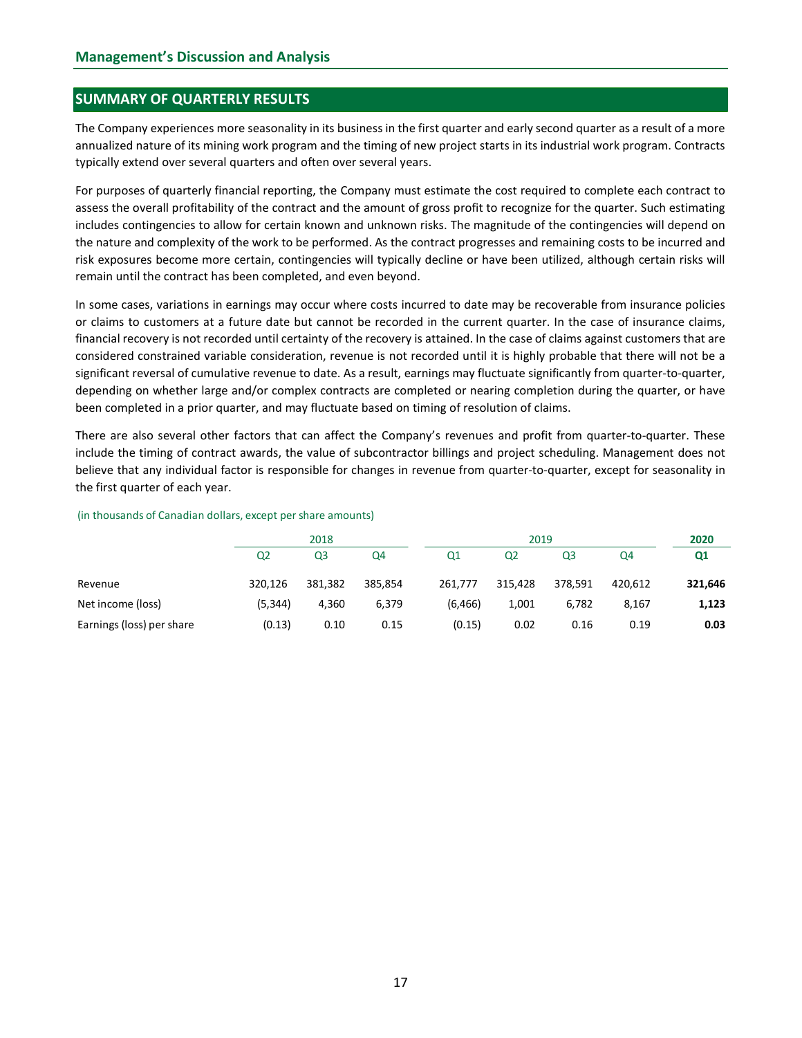## SUMMARY OF QUARTERLY RESULTS

The Company experiences more seasonality in its business in the first quarter and early second quarter as a result of a more annualized nature of its mining work program and the timing of new project starts in its industrial work program. Contracts typically extend over several quarters and often over several years.

For purposes of quarterly financial reporting, the Company must estimate the cost required to complete each contract to assess the overall profitability of the contract and the amount of gross profit to recognize for the quarter. Such estimating includes contingencies to allow for certain known and unknown risks. The magnitude of the contingencies will depend on the nature and complexity of the work to be performed. As the contract progresses and remaining costs to be incurred and risk exposures become more certain, contingencies will typically decline or have been utilized, although certain risks will remain until the contract has been completed, and even beyond.

In some cases, variations in earnings may occur where costs incurred to date may be recoverable from insurance policies or claims to customers at a future date but cannot be recorded in the current quarter. In the case of insurance claims, financial recovery is not recorded until certainty of the recovery is attained. In the case of claims against customers that are considered constrained variable consideration, revenue is not recorded until it is highly probable that there will not be a significant reversal of cumulative revenue to date. As a result, earnings may fluctuate significantly from quarter-to-quarter, depending on whether large and/or complex contracts are completed or nearing completion during the quarter, or have been completed in a prior quarter, and may fluctuate based on timing of resolution of claims.

There are also several other factors that can affect the Company's revenues and profit from quarter-to-quarter. These include the timing of contract awards, the value of subcontractor billings and project scheduling. Management does not believe that any individual factor is responsible for changes in revenue from quarter-to-quarter, except for seasonality in the first quarter of each year.

(in thousands of Canadian dollars, except per share amounts)

| | 2018 | | | 2019 | | | | **2020** |
|---|---|---|---|---|---|---|---|---|
| | Q2 | Q3 | Q4 | Q1 | Q2 | Q3 | Q4 | **Q1** |
| Revenue | 320,126 | 381,382 | 385,854 | 261,777 | 315,428 | 378,591 | 420,612 | **321,646** |
| Net income (loss) | (5,344) | 4,360 | 6,379 | (6,466) | 1,001 | 6,782 | 8,167 | **1,123** |
| Earnings (loss) per share | (0.13) | 0.10 | 0.15 | (0.15) | 0.02 | 0.16 | 0.19 | **0.03** |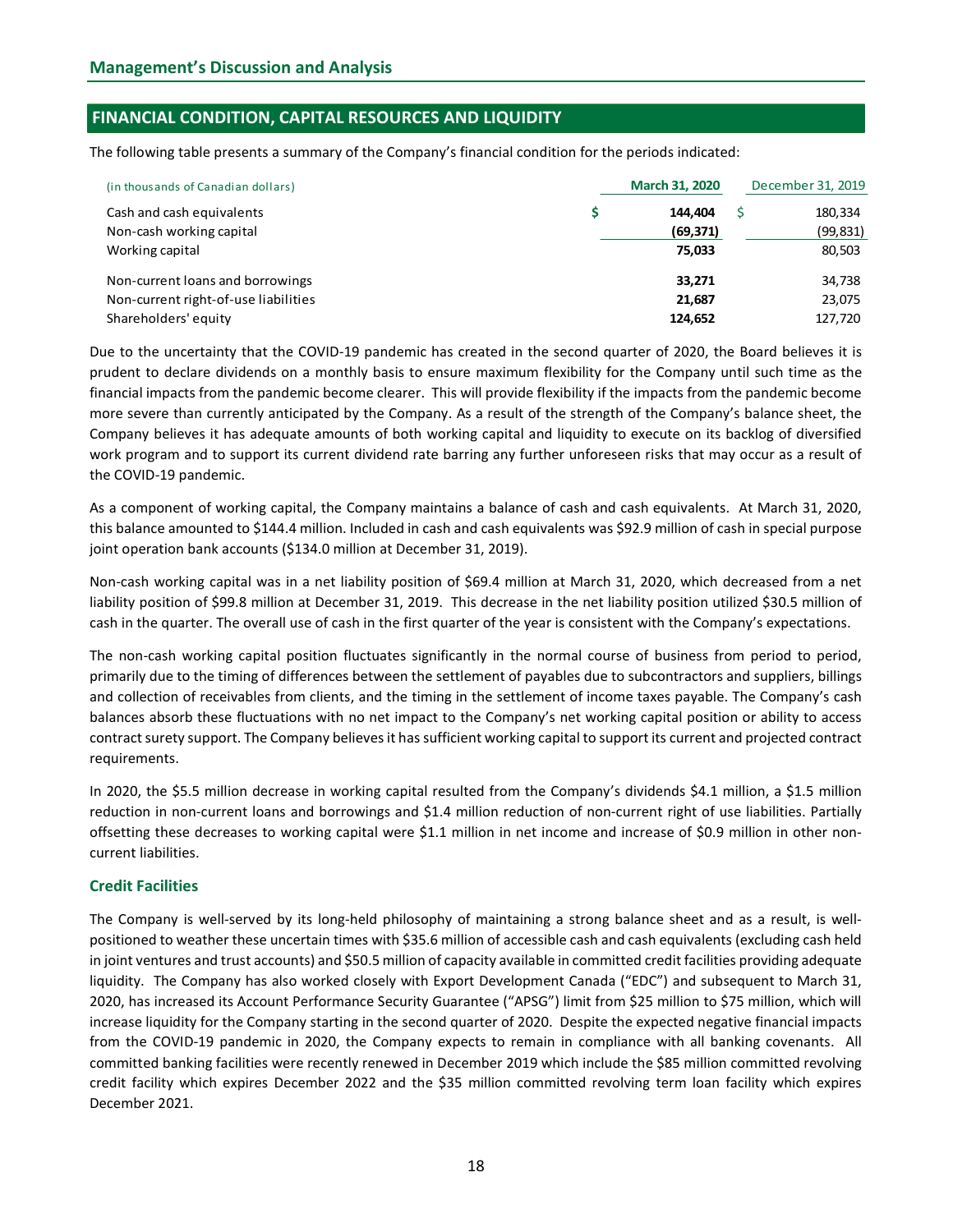# Management's Discussion and Analysis

## FINANCIAL CONDITION, CAPITAL RESOURCES AND LIQUIDITY

The following table presents a summary of the Company's financial condition for the periods indicated:

| (in thousands of Canadian dollars) | March 31, 2020 | December 31, 2019 |
|---|---|---|
| Cash and cash equivalents | $ 144,404 | $ 180,334 |
| Non-cash working capital | (69,371) | (99,831) |
| Working capital | 75,033 | 80,503 |
| Non-current loans and borrowings | 33,271 | 34,738 |
| Non-current right-of-use liabilities | 21,687 | 23,075 |
| Shareholders' equity | 124,652 | 127,720 |

Due to the uncertainty that the COVID-19 pandemic has created in the second quarter of 2020, the Board believes it is prudent to declare dividends on a monthly basis to ensure maximum flexibility for the Company until such time as the financial impacts from the pandemic become clearer. This will provide flexibility if the impacts from the pandemic become more severe than currently anticipated by the Company. As a result of the strength of the Company's balance sheet, the Company believes it has adequate amounts of both working capital and liquidity to execute on its backlog of diversified work program and to support its current dividend rate barring any further unforeseen risks that may occur as a result of the COVID-19 pandemic.

As a component of working capital, the Company maintains a balance of cash and cash equivalents. At March 31, 2020, this balance amounted to $144.4 million. Included in cash and cash equivalents was $92.9 million of cash in special purpose joint operation bank accounts ($134.0 million at December 31, 2019).

Non-cash working capital was in a net liability position of $69.4 million at March 31, 2020, which decreased from a net liability position of $99.8 million at December 31, 2019. This decrease in the net liability position utilized $30.5 million of cash in the quarter. The overall use of cash in the first quarter of the year is consistent with the Company's expectations.

The non-cash working capital position fluctuates significantly in the normal course of business from period to period, primarily due to the timing of differences between the settlement of payables due to subcontractors and suppliers, billings and collection of receivables from clients, and the timing in the settlement of income taxes payable. The Company's cash balances absorb these fluctuations with no net impact to the Company's net working capital position or ability to access contract surety support. The Company believes it has sufficient working capital to support its current and projected contract requirements.

In 2020, the $5.5 million decrease in working capital resulted from the Company's dividends $4.1 million, a $1.5 million reduction in non-current loans and borrowings and $1.4 million reduction of non-current right of use liabilities. Partially offsetting these decreases to working capital were $1.1 million in net income and increase of $0.9 million in other non-current liabilities.

### Credit Facilities

The Company is well-served by its long-held philosophy of maintaining a strong balance sheet and as a result, is well-positioned to weather these uncertain times with $35.6 million of accessible cash and cash equivalents (excluding cash held in joint ventures and trust accounts) and $50.5 million of capacity available in committed credit facilities providing adequate liquidity. The Company has also worked closely with Export Development Canada ("EDC") and subsequent to March 31, 2020, has increased its Account Performance Security Guarantee ("APSG") limit from $25 million to $75 million, which will increase liquidity for the Company starting in the second quarter of 2020. Despite the expected negative financial impacts from the COVID-19 pandemic in 2020, the Company expects to remain in compliance with all banking covenants. All committed banking facilities were recently renewed in December 2019 which include the $85 million committed revolving credit facility which expires December 2022 and the $35 million committed revolving term loan facility which expires December 2021.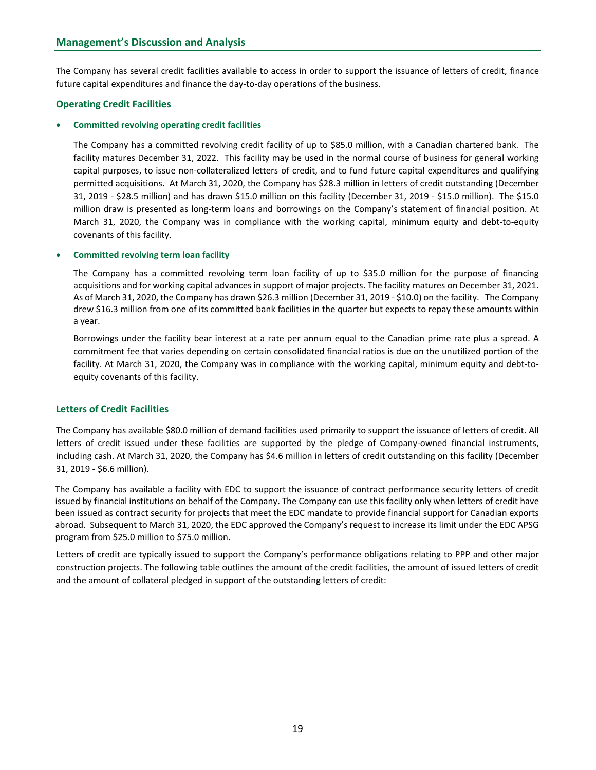## Management's Discussion and Analysis

The Company has several credit facilities available to access in order to support the issuance of letters of credit, finance future capital expenditures and finance the day-to-day operations of the business.

### Operating Credit Facilities

- **Committed revolving operating credit facilities**

  The Company has a committed revolving credit facility of up to $85.0 million, with a Canadian chartered bank. The facility matures December 31, 2022. This facility may be used in the normal course of business for general working capital purposes, to issue non-collateralized letters of credit, and to fund future capital expenditures and qualifying permitted acquisitions. At March 31, 2020, the Company has $28.3 million in letters of credit outstanding (December 31, 2019 - $28.5 million) and has drawn $15.0 million on this facility (December 31, 2019 - $15.0 million). The $15.0 million draw is presented as long-term loans and borrowings on the Company's statement of financial position. At March 31, 2020, the Company was in compliance with the working capital, minimum equity and debt-to-equity covenants of this facility.

- **Committed revolving term loan facility**

  The Company has a committed revolving term loan facility of up to $35.0 million for the purpose of financing acquisitions and for working capital advances in support of major projects. The facility matures on December 31, 2021. As of March 31, 2020, the Company has drawn $26.3 million (December 31, 2019 - $10.0) on the facility. The Company drew $16.3 million from one of its committed bank facilities in the quarter but expects to repay these amounts within a year.

  Borrowings under the facility bear interest at a rate per annum equal to the Canadian prime rate plus a spread. A commitment fee that varies depending on certain consolidated financial ratios is due on the unutilized portion of the facility. At March 31, 2020, the Company was in compliance with the working capital, minimum equity and debt-to-equity covenants of this facility.

### Letters of Credit Facilities

The Company has available $80.0 million of demand facilities used primarily to support the issuance of letters of credit. All letters of credit issued under these facilities are supported by the pledge of Company-owned financial instruments, including cash. At March 31, 2020, the Company has $4.6 million in letters of credit outstanding on this facility (December 31, 2019 - $6.6 million).

The Company has available a facility with EDC to support the issuance of contract performance security letters of credit issued by financial institutions on behalf of the Company. The Company can use this facility only when letters of credit have been issued as contract security for projects that meet the EDC mandate to provide financial support for Canadian exports abroad. Subsequent to March 31, 2020, the EDC approved the Company's request to increase its limit under the EDC APSG program from $25.0 million to $75.0 million.

Letters of credit are typically issued to support the Company's performance obligations relating to PPP and other major construction projects. The following table outlines the amount of the credit facilities, the amount of issued letters of credit and the amount of collateral pledged in support of the outstanding letters of credit: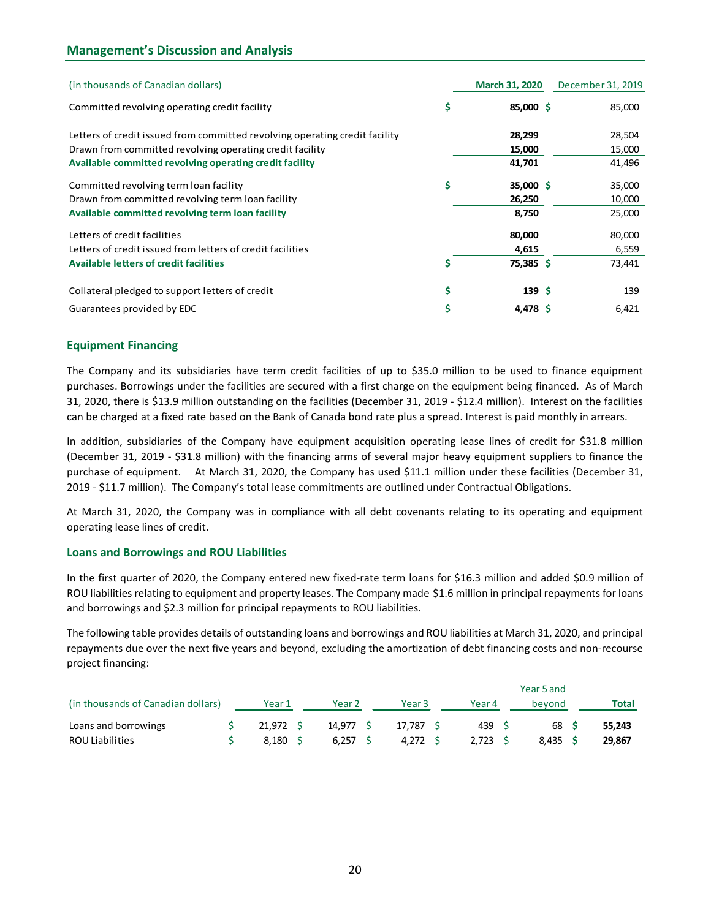## Management's Discussion and Analysis

| (in thousands of Canadian dollars) | March 31, 2020 | December 31, 2019 |
|---|---|---|
| Committed revolving operating credit facility | $ **85,000** | $ 85,000 |
| Letters of credit issued from committed revolving operating credit facility | **28,299** | 28,504 |
| Drawn from committed revolving operating credit facility | **15,000** | 15,000 |
| **Available committed revolving operating credit facility** | **41,701** | 41,496 |
| Committed revolving term loan facility | $ **35,000** | $ 35,000 |
| Drawn from committed revolving term loan facility | **26,250** | 10,000 |
| **Available committed revolving term loan facility** | **8,750** | 25,000 |
| Letters of credit facilities | **80,000** | 80,000 |
| Letters of credit issued from letters of credit facilities | **4,615** | 6,559 |
| **Available letters of credit facilities** | $ **75,385** | $ 73,441 |
| Collateral pledged to support letters of credit | $ **139** | $ 139 |
| Guarantees provided by EDC | $ **4,478** | $ 6,421 |

### Equipment Financing

The Company and its subsidiaries have term credit facilities of up to $35.0 million to be used to finance equipment purchases. Borrowings under the facilities are secured with a first charge on the equipment being financed. As of March 31, 2020, there is $13.9 million outstanding on the facilities (December 31, 2019 - $12.4 million). Interest on the facilities can be charged at a fixed rate based on the Bank of Canada bond rate plus a spread. Interest is paid monthly in arrears.

In addition, subsidiaries of the Company have equipment acquisition operating lease lines of credit for $31.8 million (December 31, 2019 - $31.8 million) with the financing arms of several major heavy equipment suppliers to finance the purchase of equipment. At March 31, 2020, the Company has used $11.1 million under these facilities (December 31, 2019 - $11.7 million). The Company's total lease commitments are outlined under Contractual Obligations.

At March 31, 2020, the Company was in compliance with all debt covenants relating to its operating and equipment operating lease lines of credit.

### Loans and Borrowings and ROU Liabilities

In the first quarter of 2020, the Company entered new fixed-rate term loans for $16.3 million and added $0.9 million of ROU liabilities relating to equipment and property leases. The Company made $1.6 million in principal repayments for loans and borrowings and $2.3 million for principal repayments to ROU liabilities.

The following table provides details of outstanding loans and borrowings and ROU liabilities at March 31, 2020, and principal repayments due over the next five years and beyond, excluding the amortization of debt financing costs and non-recourse project financing:

| (in thousands of Canadian dollars) | Year 1 | Year 2 | Year 3 | Year 4 | Year 5 and beyond | Total |
|---|---|---|---|---|---|---|
| Loans and borrowings | $ 21,972 | $ 14,977 | $ 17,787 | $ 439 | $ 68 | $ **55,243** |
| ROU Liabilities | $ 8,180 | $ 6,257 | $ 4,272 | $ 2,723 | $ 8,435 | $ **29,867** |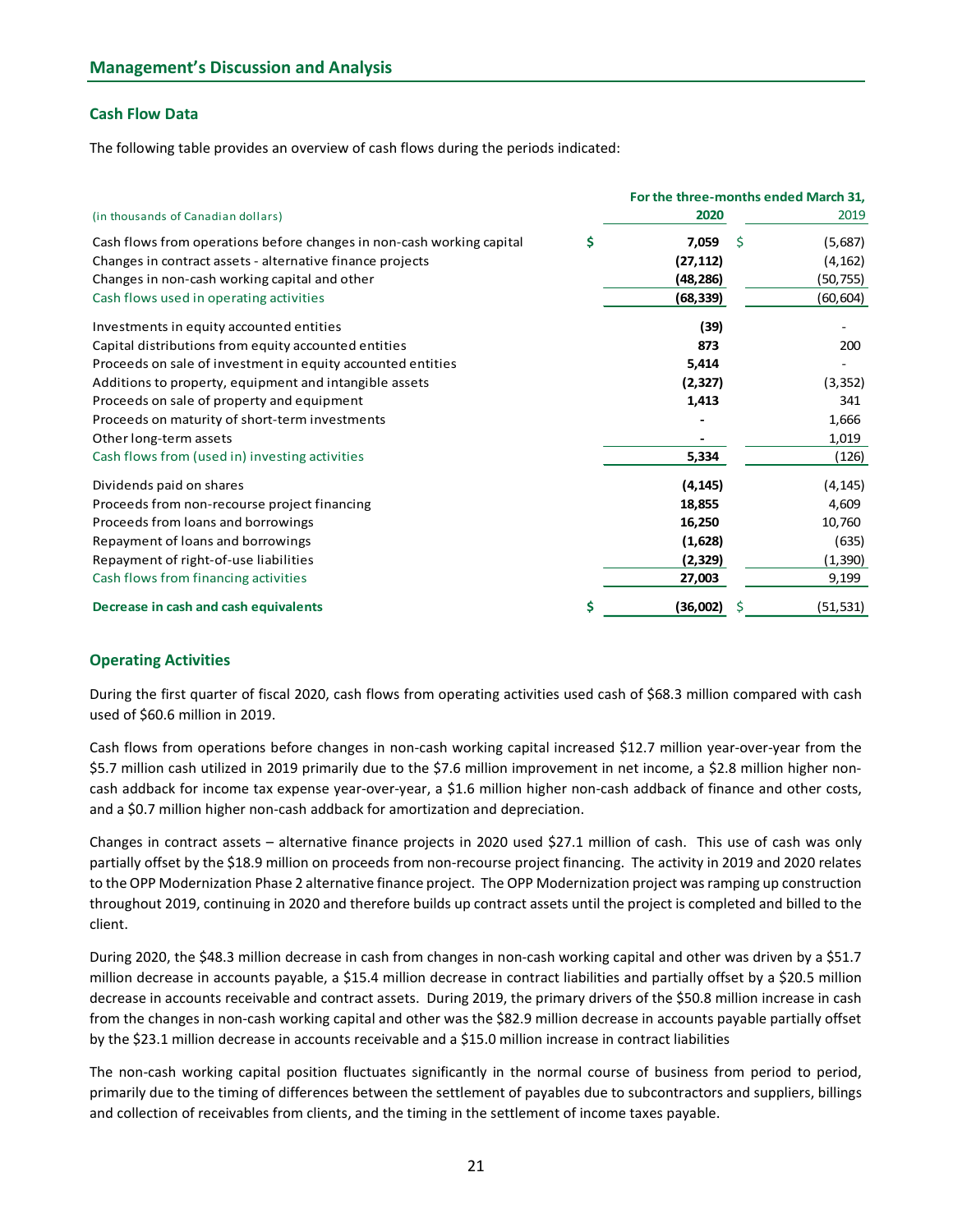## Management's Discussion and Analysis

### Cash Flow Data

The following table provides an overview of cash flows during the periods indicated:

| (in thousands of Canadian dollars) | For the three-months ended March 31, 2020 | 2019 |
|---|---|---|
| Cash flows from operations before changes in non-cash working capital | $ **7,059** | $ (5,687) |
| Changes in contract assets - alternative finance projects | **(27,112)** | (4,162) |
| Changes in non-cash working capital and other | **(48,286)** | (50,755) |
| Cash flows used in operating activities | **(68,339)** | (60,604) |
| Investments in equity accounted entities | **(39)** | - |
| Capital distributions from equity accounted entities | **873** | 200 |
| Proceeds on sale of investment in equity accounted entities | **5,414** | - |
| Additions to property, equipment and intangible assets | **(2,327)** | (3,352) |
| Proceeds on sale of property and equipment | **1,413** | 341 |
| Proceeds on maturity of short-term investments | **-** | 1,666 |
| Other long-term assets | **-** | 1,019 |
| Cash flows from (used in) investing activities | **5,334** | (126) |
| Dividends paid on shares | **(4,145)** | (4,145) |
| Proceeds from non-recourse project financing | **18,855** | 4,609 |
| Proceeds from loans and borrowings | **16,250** | 10,760 |
| Repayment of loans and borrowings | **(1,628)** | (635) |
| Repayment of right-of-use liabilities | **(2,329)** | (1,390) |
| Cash flows from financing activities | **27,003** | 9,199 |
| **Decrease in cash and cash equivalents** | $ **(36,002)** | $ (51,531) |

### Operating Activities

During the first quarter of fiscal 2020, cash flows from operating activities used cash of $68.3 million compared with cash used of $60.6 million in 2019.

Cash flows from operations before changes in non-cash working capital increased $12.7 million year-over-year from the $5.7 million cash utilized in 2019 primarily due to the $7.6 million improvement in net income, a $2.8 million higher non-cash addback for income tax expense year-over-year, a $1.6 million higher non-cash addback of finance and other costs, and a $0.7 million higher non-cash addback for amortization and depreciation.

Changes in contract assets – alternative finance projects in 2020 used $27.1 million of cash. This use of cash was only partially offset by the $18.9 million on proceeds from non-recourse project financing. The activity in 2019 and 2020 relates to the OPP Modernization Phase 2 alternative finance project. The OPP Modernization project was ramping up construction throughout 2019, continuing in 2020 and therefore builds up contract assets until the project is completed and billed to the client.

During 2020, the $48.3 million decrease in cash from changes in non-cash working capital and other was driven by a $51.7 million decrease in accounts payable, a $15.4 million decrease in contract liabilities and partially offset by a $20.5 million decrease in accounts receivable and contract assets. During 2019, the primary drivers of the $50.8 million increase in cash from the changes in non-cash working capital and other was the $82.9 million decrease in accounts payable partially offset by the $23.1 million decrease in accounts receivable and a $15.0 million increase in contract liabilities

The non-cash working capital position fluctuates significantly in the normal course of business from period to period, primarily due to the timing of differences between the settlement of payables due to subcontractors and suppliers, billings and collection of receivables from clients, and the timing in the settlement of income taxes payable.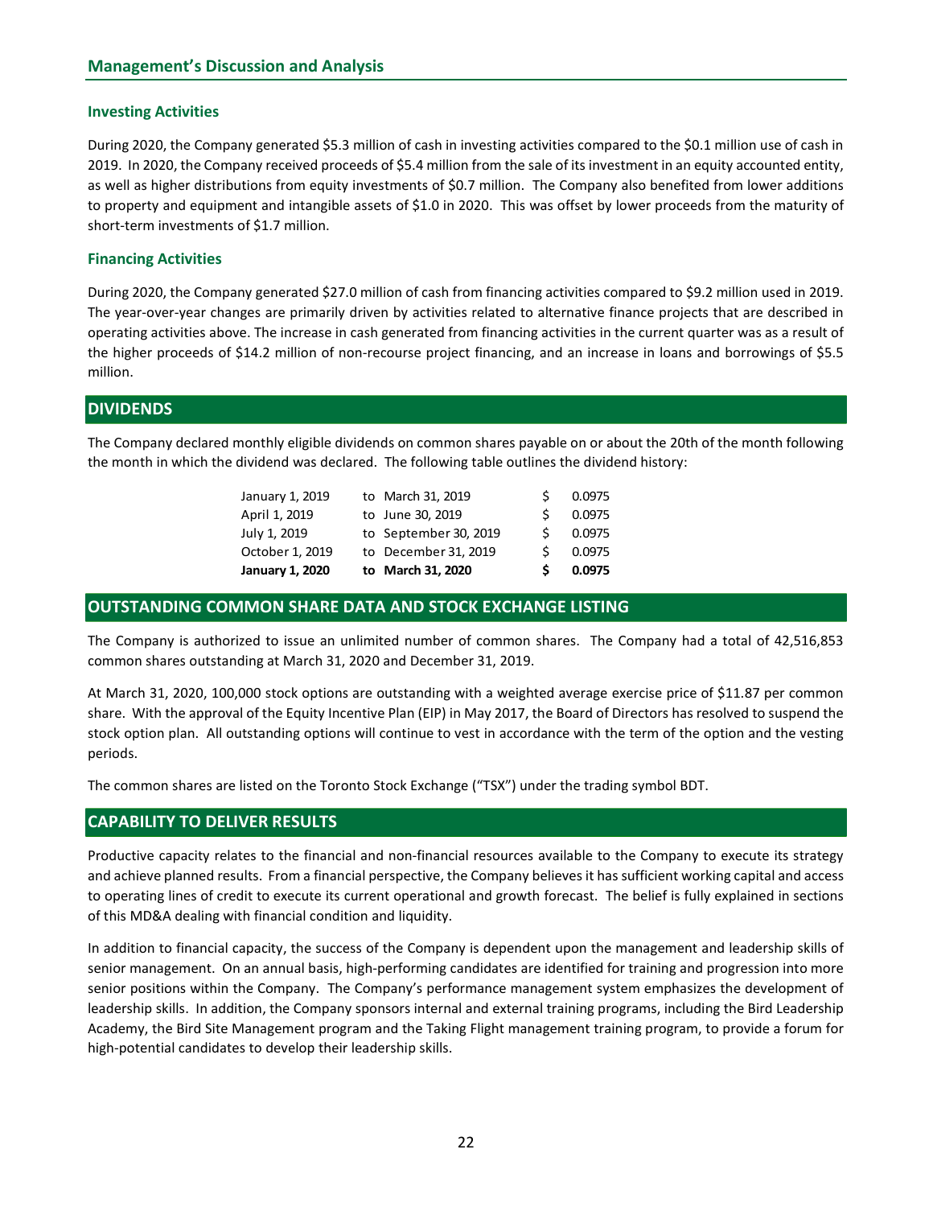## Management's Discussion and Analysis

### Investing Activities

During 2020, the Company generated $5.3 million of cash in investing activities compared to the $0.1 million use of cash in 2019. In 2020, the Company received proceeds of $5.4 million from the sale of its investment in an equity accounted entity, as well as higher distributions from equity investments of $0.7 million. The Company also benefited from lower additions to property and equipment and intangible assets of $1.0 in 2020. This was offset by lower proceeds from the maturity of short-term investments of $1.7 million.

### Financing Activities

During 2020, the Company generated $27.0 million of cash from financing activities compared to $9.2 million used in 2019. The year-over-year changes are primarily driven by activities related to alternative finance projects that are described in operating activities above. The increase in cash generated from financing activities in the current quarter was as a result of the higher proceeds of $14.2 million of non-recourse project financing, and an increase in loans and borrowings of $5.5 million.

## DIVIDENDS

The Company declared monthly eligible dividends on common shares payable on or about the 20th of the month following the month in which the dividend was declared. The following table outlines the dividend history:

| | | | |
|---|---|---|---|
| January 1, 2019 | to March 31, 2019 | $ | 0.0975 |
| April 1, 2019 | to June 30, 2019 | $ | 0.0975 |
| July 1, 2019 | to September 30, 2019 | $ | 0.0975 |
| October 1, 2019 | to December 31, 2019 | $ | 0.0975 |
| **January 1, 2020** | **to March 31, 2020** | **$** | **0.0975** |

## OUTSTANDING COMMON SHARE DATA AND STOCK EXCHANGE LISTING

The Company is authorized to issue an unlimited number of common shares. The Company had a total of 42,516,853 common shares outstanding at March 31, 2020 and December 31, 2019.

At March 31, 2020, 100,000 stock options are outstanding with a weighted average exercise price of $11.87 per common share. With the approval of the Equity Incentive Plan (EIP) in May 2017, the Board of Directors has resolved to suspend the stock option plan. All outstanding options will continue to vest in accordance with the term of the option and the vesting periods.

The common shares are listed on the Toronto Stock Exchange ("TSX") under the trading symbol BDT.

## CAPABILITY TO DELIVER RESULTS

Productive capacity relates to the financial and non-financial resources available to the Company to execute its strategy and achieve planned results. From a financial perspective, the Company believes it has sufficient working capital and access to operating lines of credit to execute its current operational and growth forecast. The belief is fully explained in sections of this MD&A dealing with financial condition and liquidity.

In addition to financial capacity, the success of the Company is dependent upon the management and leadership skills of senior management. On an annual basis, high-performing candidates are identified for training and progression into more senior positions within the Company. The Company's performance management system emphasizes the development of leadership skills. In addition, the Company sponsors internal and external training programs, including the Bird Leadership Academy, the Bird Site Management program and the Taking Flight management training program, to provide a forum for high-potential candidates to develop their leadership skills.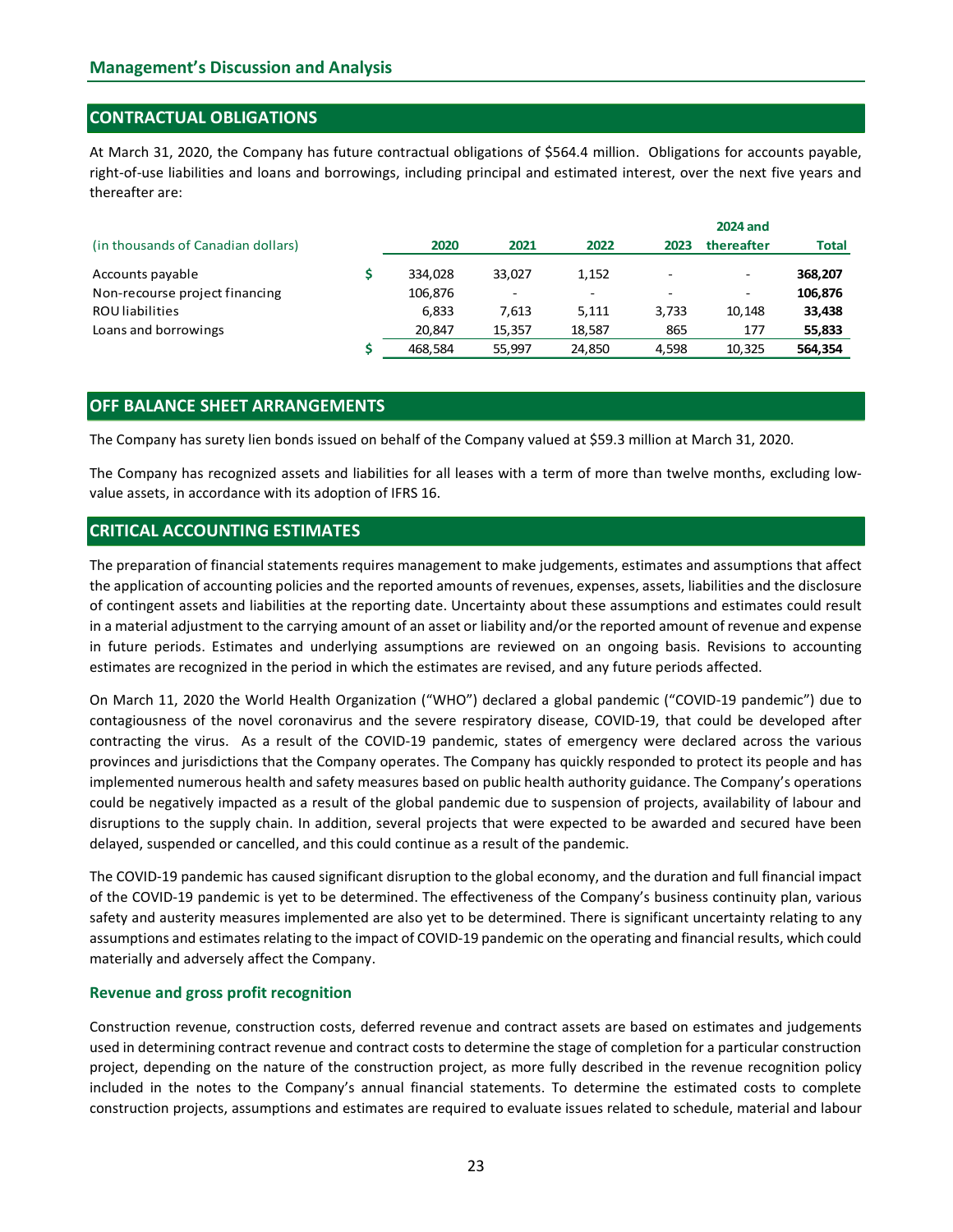## Management's Discussion and Analysis

## CONTRACTUAL OBLIGATIONS

At March 31, 2020, the Company has future contractual obligations of $564.4 million. Obligations for accounts payable, right-of-use liabilities and loans and borrowings, including principal and estimated interest, over the next five years and thereafter are:

| (in thousands of Canadian dollars) | | 2020 | 2021 | 2022 | 2023 | 2024 and thereafter | Total |
|---|---|---|---|---|---|---|---|
| Accounts payable | $ | 334,028 | 33,027 | 1,152 | - | - | **368,207** |
| Non-recourse project financing | | 106,876 | - | - | - | - | **106,876** |
| ROU liabilities | | 6,833 | 7,613 | 5,111 | 3,733 | 10,148 | **33,438** |
| Loans and borrowings | | 20,847 | 15,357 | 18,587 | 865 | 177 | **55,833** |
| | $ | 468,584 | 55,997 | 24,850 | 4,598 | 10,325 | **564,354** |

## OFF BALANCE SHEET ARRANGEMENTS

The Company has surety lien bonds issued on behalf of the Company valued at $59.3 million at March 31, 2020.

The Company has recognized assets and liabilities for all leases with a term of more than twelve months, excluding low-value assets, in accordance with its adoption of IFRS 16.

## CRITICAL ACCOUNTING ESTIMATES

The preparation of financial statements requires management to make judgements, estimates and assumptions that affect the application of accounting policies and the reported amounts of revenues, expenses, assets, liabilities and the disclosure of contingent assets and liabilities at the reporting date. Uncertainty about these assumptions and estimates could result in a material adjustment to the carrying amount of an asset or liability and/or the reported amount of revenue and expense in future periods. Estimates and underlying assumptions are reviewed on an ongoing basis. Revisions to accounting estimates are recognized in the period in which the estimates are revised, and any future periods affected.

On March 11, 2020 the World Health Organization ("WHO") declared a global pandemic ("COVID-19 pandemic") due to contagiousness of the novel coronavirus and the severe respiratory disease, COVID-19, that could be developed after contracting the virus. As a result of the COVID-19 pandemic, states of emergency were declared across the various provinces and jurisdictions that the Company operates. The Company has quickly responded to protect its people and has implemented numerous health and safety measures based on public health authority guidance. The Company's operations could be negatively impacted as a result of the global pandemic due to suspension of projects, availability of labour and disruptions to the supply chain. In addition, several projects that were expected to be awarded and secured have been delayed, suspended or cancelled, and this could continue as a result of the pandemic.

The COVID-19 pandemic has caused significant disruption to the global economy, and the duration and full financial impact of the COVID-19 pandemic is yet to be determined. The effectiveness of the Company's business continuity plan, various safety and austerity measures implemented are also yet to be determined. There is significant uncertainty relating to any assumptions and estimates relating to the impact of COVID-19 pandemic on the operating and financial results, which could materially and adversely affect the Company.

### Revenue and gross profit recognition

Construction revenue, construction costs, deferred revenue and contract assets are based on estimates and judgements used in determining contract revenue and contract costs to determine the stage of completion for a particular construction project, depending on the nature of the construction project, as more fully described in the revenue recognition policy included in the notes to the Company's annual financial statements. To determine the estimated costs to complete construction projects, assumptions and estimates are required to evaluate issues related to schedule, material and labour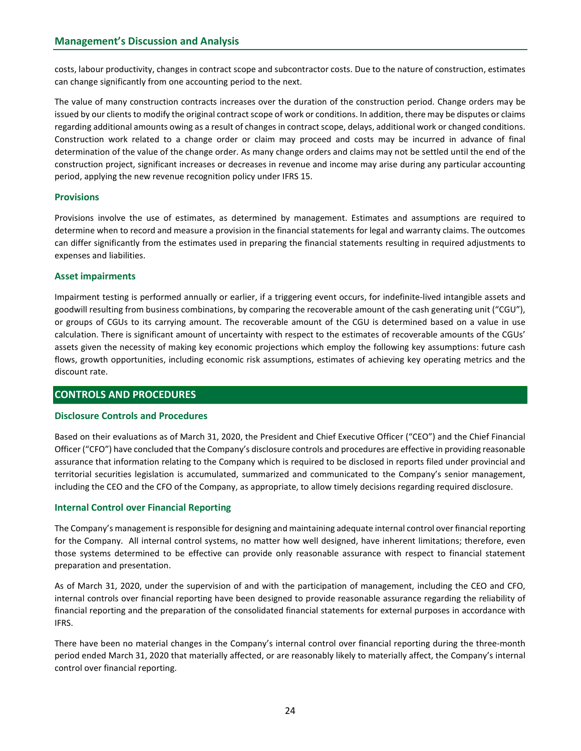costs, labour productivity, changes in contract scope and subcontractor costs. Due to the nature of construction, estimates can change significantly from one accounting period to the next.

The value of many construction contracts increases over the duration of the construction period. Change orders may be issued by our clients to modify the original contract scope of work or conditions. In addition, there may be disputes or claims regarding additional amounts owing as a result of changes in contract scope, delays, additional work or changed conditions. Construction work related to a change order or claim may proceed and costs may be incurred in advance of final determination of the value of the change order. As many change orders and claims may not be settled until the end of the construction project, significant increases or decreases in revenue and income may arise during any particular accounting period, applying the new revenue recognition policy under IFRS 15.

### Provisions

Provisions involve the use of estimates, as determined by management. Estimates and assumptions are required to determine when to record and measure a provision in the financial statements for legal and warranty claims. The outcomes can differ significantly from the estimates used in preparing the financial statements resulting in required adjustments to expenses and liabilities.

### Asset impairments

Impairment testing is performed annually or earlier, if a triggering event occurs, for indefinite-lived intangible assets and goodwill resulting from business combinations, by comparing the recoverable amount of the cash generating unit ("CGU"), or groups of CGUs to its carrying amount. The recoverable amount of the CGU is determined based on a value in use calculation. There is significant amount of uncertainty with respect to the estimates of recoverable amounts of the CGUs' assets given the necessity of making key economic projections which employ the following key assumptions: future cash flows, growth opportunities, including economic risk assumptions, estimates of achieving key operating metrics and the discount rate.

## CONTROLS AND PROCEDURES

### Disclosure Controls and Procedures

Based on their evaluations as of March 31, 2020, the President and Chief Executive Officer ("CEO") and the Chief Financial Officer ("CFO") have concluded that the Company's disclosure controls and procedures are effective in providing reasonable assurance that information relating to the Company which is required to be disclosed in reports filed under provincial and territorial securities legislation is accumulated, summarized and communicated to the Company's senior management, including the CEO and the CFO of the Company, as appropriate, to allow timely decisions regarding required disclosure.

### Internal Control over Financial Reporting

The Company's management is responsible for designing and maintaining adequate internal control over financial reporting for the Company. All internal control systems, no matter how well designed, have inherent limitations; therefore, even those systems determined to be effective can provide only reasonable assurance with respect to financial statement preparation and presentation.

As of March 31, 2020, under the supervision of and with the participation of management, including the CEO and CFO, internal controls over financial reporting have been designed to provide reasonable assurance regarding the reliability of financial reporting and the preparation of the consolidated financial statements for external purposes in accordance with IFRS.

There have been no material changes in the Company's internal control over financial reporting during the three-month period ended March 31, 2020 that materially affected, or are reasonably likely to materially affect, the Company's internal control over financial reporting.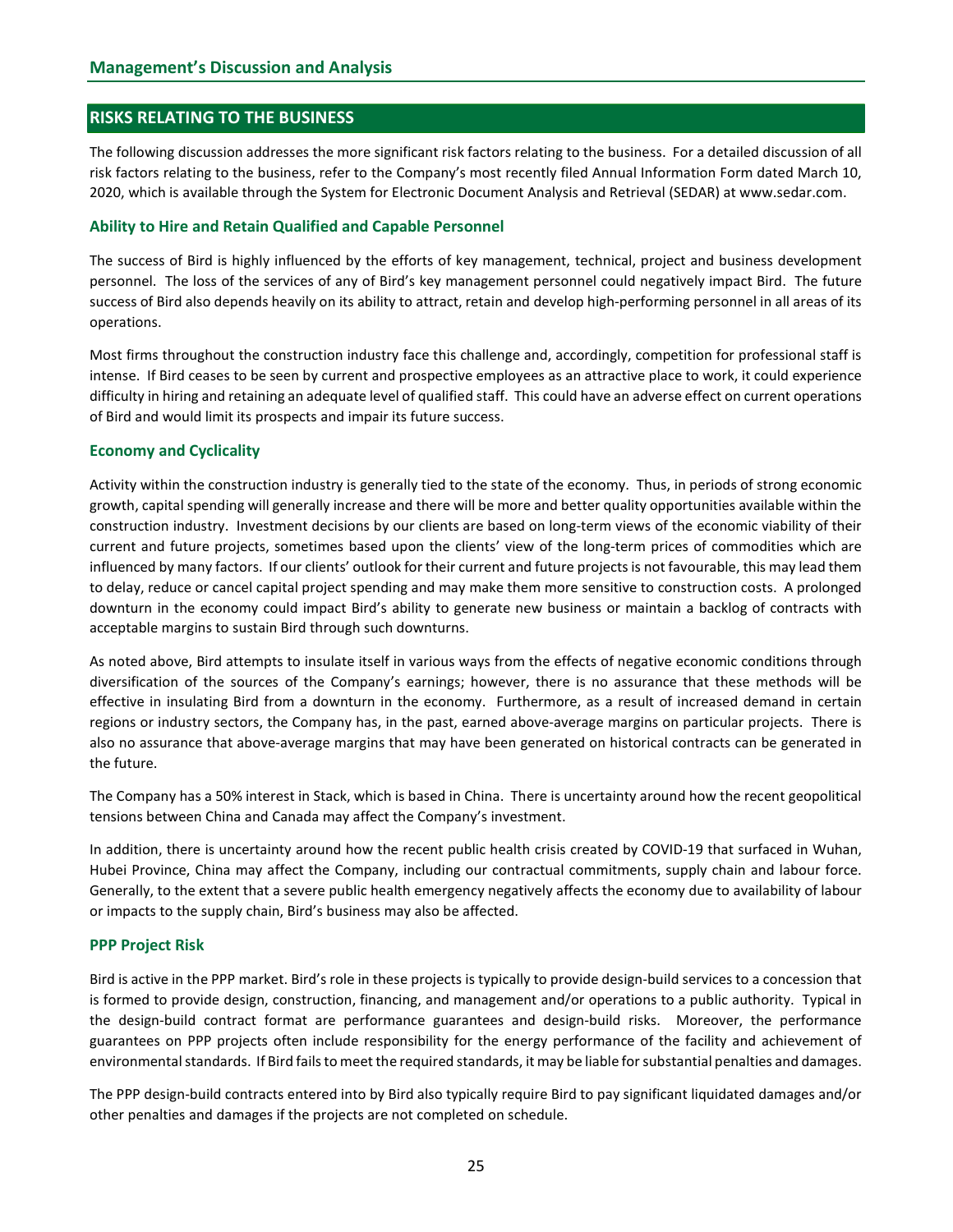## RISKS RELATING TO THE BUSINESS

The following discussion addresses the more significant risk factors relating to the business. For a detailed discussion of all risk factors relating to the business, refer to the Company's most recently filed Annual Information Form dated March 10, 2020, which is available through the System for Electronic Document Analysis and Retrieval (SEDAR) at www.sedar.com.

### Ability to Hire and Retain Qualified and Capable Personnel

The success of Bird is highly influenced by the efforts of key management, technical, project and business development personnel. The loss of the services of any of Bird's key management personnel could negatively impact Bird. The future success of Bird also depends heavily on its ability to attract, retain and develop high-performing personnel in all areas of its operations.

Most firms throughout the construction industry face this challenge and, accordingly, competition for professional staff is intense. If Bird ceases to be seen by current and prospective employees as an attractive place to work, it could experience difficulty in hiring and retaining an adequate level of qualified staff. This could have an adverse effect on current operations of Bird and would limit its prospects and impair its future success.

### Economy and Cyclicality

Activity within the construction industry is generally tied to the state of the economy. Thus, in periods of strong economic growth, capital spending will generally increase and there will be more and better quality opportunities available within the construction industry. Investment decisions by our clients are based on long-term views of the economic viability of their current and future projects, sometimes based upon the clients' view of the long-term prices of commodities which are influenced by many factors. If our clients' outlook for their current and future projects is not favourable, this may lead them to delay, reduce or cancel capital project spending and may make them more sensitive to construction costs. A prolonged downturn in the economy could impact Bird's ability to generate new business or maintain a backlog of contracts with acceptable margins to sustain Bird through such downturns.

As noted above, Bird attempts to insulate itself in various ways from the effects of negative economic conditions through diversification of the sources of the Company's earnings; however, there is no assurance that these methods will be effective in insulating Bird from a downturn in the economy. Furthermore, as a result of increased demand in certain regions or industry sectors, the Company has, in the past, earned above-average margins on particular projects. There is also no assurance that above-average margins that may have been generated on historical contracts can be generated in the future.

The Company has a 50% interest in Stack, which is based in China. There is uncertainty around how the recent geopolitical tensions between China and Canada may affect the Company's investment.

In addition, there is uncertainty around how the recent public health crisis created by COVID-19 that surfaced in Wuhan, Hubei Province, China may affect the Company, including our contractual commitments, supply chain and labour force. Generally, to the extent that a severe public health emergency negatively affects the economy due to availability of labour or impacts to the supply chain, Bird's business may also be affected.

### PPP Project Risk

Bird is active in the PPP market. Bird's role in these projects is typically to provide design-build services to a concession that is formed to provide design, construction, financing, and management and/or operations to a public authority. Typical in the design-build contract format are performance guarantees and design-build risks. Moreover, the performance guarantees on PPP projects often include responsibility for the energy performance of the facility and achievement of environmental standards. If Bird fails to meet the required standards, it may be liable for substantial penalties and damages.

The PPP design-build contracts entered into by Bird also typically require Bird to pay significant liquidated damages and/or other penalties and damages if the projects are not completed on schedule.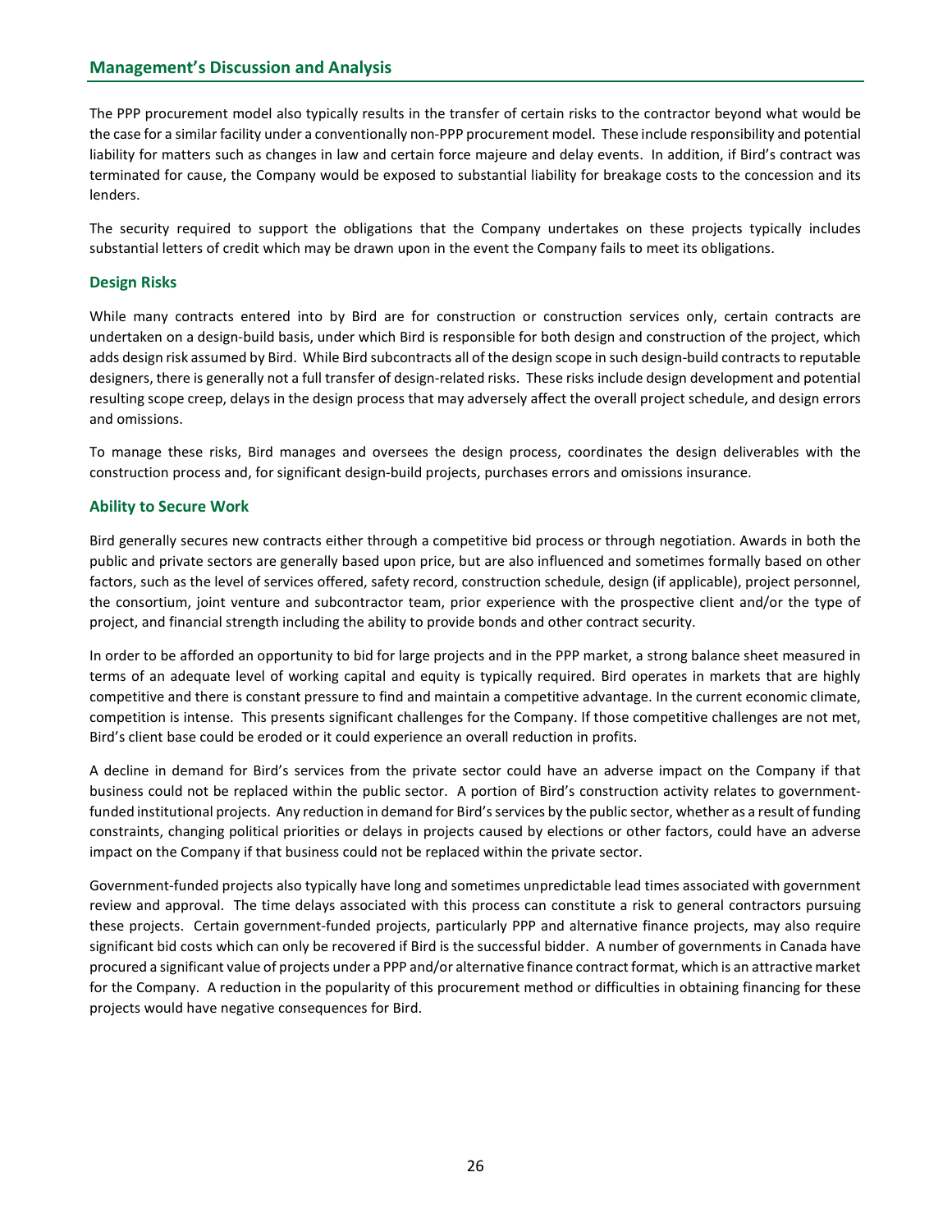The PPP procurement model also typically results in the transfer of certain risks to the contractor beyond what would be the case for a similar facility under a conventionally non-PPP procurement model. These include responsibility and potential liability for matters such as changes in law and certain force majeure and delay events. In addition, if Bird's contract was terminated for cause, the Company would be exposed to substantial liability for breakage costs to the concession and its lenders.

The security required to support the obligations that the Company undertakes on these projects typically includes substantial letters of credit which may be drawn upon in the event the Company fails to meet its obligations.

### Design Risks

While many contracts entered into by Bird are for construction or construction services only, certain contracts are undertaken on a design-build basis, under which Bird is responsible for both design and construction of the project, which adds design risk assumed by Bird. While Bird subcontracts all of the design scope in such design-build contracts to reputable designers, there is generally not a full transfer of design-related risks. These risks include design development and potential resulting scope creep, delays in the design process that may adversely affect the overall project schedule, and design errors and omissions.

To manage these risks, Bird manages and oversees the design process, coordinates the design deliverables with the construction process and, for significant design-build projects, purchases errors and omissions insurance.

### Ability to Secure Work

Bird generally secures new contracts either through a competitive bid process or through negotiation. Awards in both the public and private sectors are generally based upon price, but are also influenced and sometimes formally based on other factors, such as the level of services offered, safety record, construction schedule, design (if applicable), project personnel, the consortium, joint venture and subcontractor team, prior experience with the prospective client and/or the type of project, and financial strength including the ability to provide bonds and other contract security.

In order to be afforded an opportunity to bid for large projects and in the PPP market, a strong balance sheet measured in terms of an adequate level of working capital and equity is typically required. Bird operates in markets that are highly competitive and there is constant pressure to find and maintain a competitive advantage. In the current economic climate, competition is intense. This presents significant challenges for the Company. If those competitive challenges are not met, Bird's client base could be eroded or it could experience an overall reduction in profits.

A decline in demand for Bird's services from the private sector could have an adverse impact on the Company if that business could not be replaced within the public sector. A portion of Bird's construction activity relates to government-funded institutional projects. Any reduction in demand for Bird's services by the public sector, whether as a result of funding constraints, changing political priorities or delays in projects caused by elections or other factors, could have an adverse impact on the Company if that business could not be replaced within the private sector.

Government-funded projects also typically have long and sometimes unpredictable lead times associated with government review and approval. The time delays associated with this process can constitute a risk to general contractors pursuing these projects. Certain government-funded projects, particularly PPP and alternative finance projects, may also require significant bid costs which can only be recovered if Bird is the successful bidder. A number of governments in Canada have procured a significant value of projects under a PPP and/or alternative finance contract format, which is an attractive market for the Company. A reduction in the popularity of this procurement method or difficulties in obtaining financing for these projects would have negative consequences for Bird.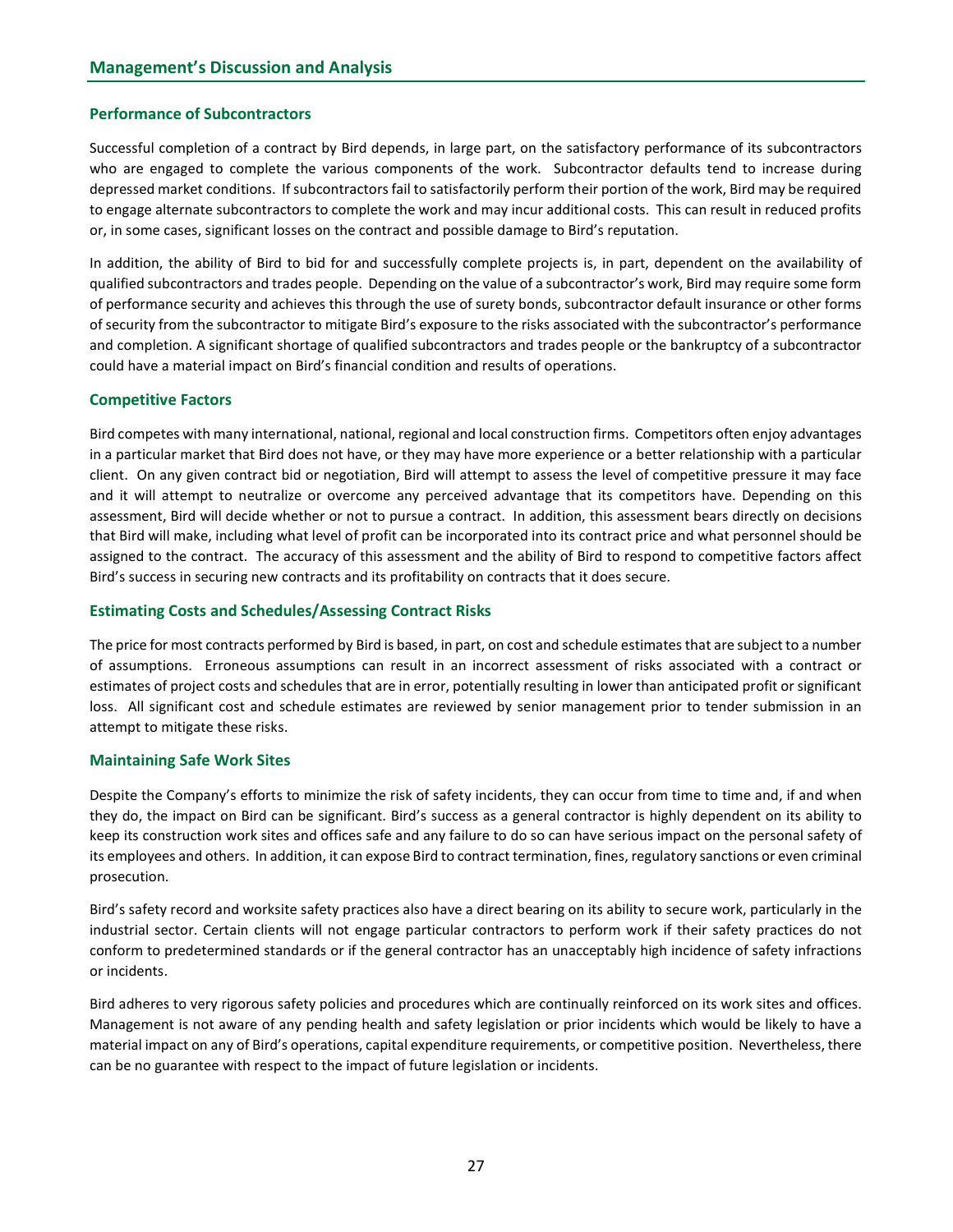## Management's Discussion and Analysis

### Performance of Subcontractors

Successful completion of a contract by Bird depends, in large part, on the satisfactory performance of its subcontractors who are engaged to complete the various components of the work. Subcontractor defaults tend to increase during depressed market conditions. If subcontractors fail to satisfactorily perform their portion of the work, Bird may be required to engage alternate subcontractors to complete the work and may incur additional costs. This can result in reduced profits or, in some cases, significant losses on the contract and possible damage to Bird's reputation.

In addition, the ability of Bird to bid for and successfully complete projects is, in part, dependent on the availability of qualified subcontractors and trades people. Depending on the value of a subcontractor's work, Bird may require some form of performance security and achieves this through the use of surety bonds, subcontractor default insurance or other forms of security from the subcontractor to mitigate Bird's exposure to the risks associated with the subcontractor's performance and completion. A significant shortage of qualified subcontractors and trades people or the bankruptcy of a subcontractor could have a material impact on Bird's financial condition and results of operations.

### Competitive Factors

Bird competes with many international, national, regional and local construction firms. Competitors often enjoy advantages in a particular market that Bird does not have, or they may have more experience or a better relationship with a particular client. On any given contract bid or negotiation, Bird will attempt to assess the level of competitive pressure it may face and it will attempt to neutralize or overcome any perceived advantage that its competitors have. Depending on this assessment, Bird will decide whether or not to pursue a contract. In addition, this assessment bears directly on decisions that Bird will make, including what level of profit can be incorporated into its contract price and what personnel should be assigned to the contract. The accuracy of this assessment and the ability of Bird to respond to competitive factors affect Bird's success in securing new contracts and its profitability on contracts that it does secure.

### Estimating Costs and Schedules/Assessing Contract Risks

The price for most contracts performed by Bird is based, in part, on cost and schedule estimates that are subject to a number of assumptions. Erroneous assumptions can result in an incorrect assessment of risks associated with a contract or estimates of project costs and schedules that are in error, potentially resulting in lower than anticipated profit or significant loss. All significant cost and schedule estimates are reviewed by senior management prior to tender submission in an attempt to mitigate these risks.

### Maintaining Safe Work Sites

Despite the Company's efforts to minimize the risk of safety incidents, they can occur from time to time and, if and when they do, the impact on Bird can be significant. Bird's success as a general contractor is highly dependent on its ability to keep its construction work sites and offices safe and any failure to do so can have serious impact on the personal safety of its employees and others. In addition, it can expose Bird to contract termination, fines, regulatory sanctions or even criminal prosecution.

Bird's safety record and worksite safety practices also have a direct bearing on its ability to secure work, particularly in the industrial sector. Certain clients will not engage particular contractors to perform work if their safety practices do not conform to predetermined standards or if the general contractor has an unacceptably high incidence of safety infractions or incidents.

Bird adheres to very rigorous safety policies and procedures which are continually reinforced on its work sites and offices. Management is not aware of any pending health and safety legislation or prior incidents which would be likely to have a material impact on any of Bird's operations, capital expenditure requirements, or competitive position. Nevertheless, there can be no guarantee with respect to the impact of future legislation or incidents.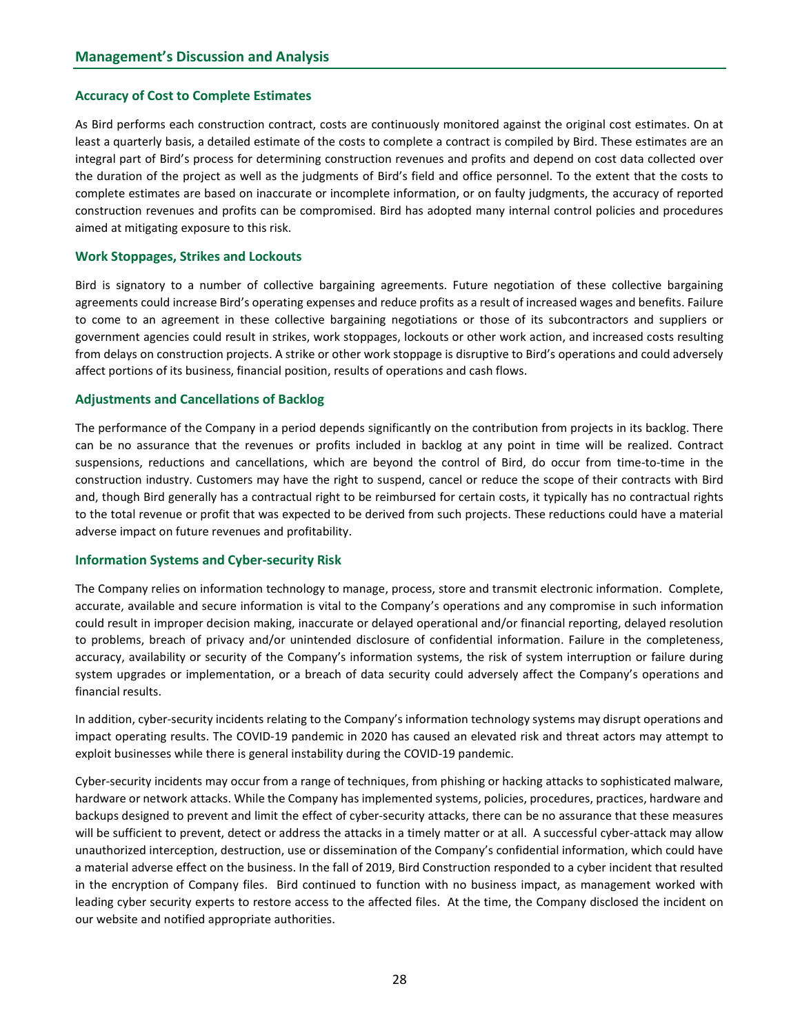## Accuracy of Cost to Complete Estimates

As Bird performs each construction contract, costs are continuously monitored against the original cost estimates. On at least a quarterly basis, a detailed estimate of the costs to complete a contract is compiled by Bird. These estimates are an integral part of Bird's process for determining construction revenues and profits and depend on cost data collected over the duration of the project as well as the judgments of Bird's field and office personnel. To the extent that the costs to complete estimates are based on inaccurate or incomplete information, or on faulty judgments, the accuracy of reported construction revenues and profits can be compromised. Bird has adopted many internal control policies and procedures aimed at mitigating exposure to this risk.

## Work Stoppages, Strikes and Lockouts

Bird is signatory to a number of collective bargaining agreements. Future negotiation of these collective bargaining agreements could increase Bird's operating expenses and reduce profits as a result of increased wages and benefits. Failure to come to an agreement in these collective bargaining negotiations or those of its subcontractors and suppliers or government agencies could result in strikes, work stoppages, lockouts or other work action, and increased costs resulting from delays on construction projects. A strike or other work stoppage is disruptive to Bird's operations and could adversely affect portions of its business, financial position, results of operations and cash flows.

## Adjustments and Cancellations of Backlog

The performance of the Company in a period depends significantly on the contribution from projects in its backlog. There can be no assurance that the revenues or profits included in backlog at any point in time will be realized. Contract suspensions, reductions and cancellations, which are beyond the control of Bird, do occur from time-to-time in the construction industry. Customers may have the right to suspend, cancel or reduce the scope of their contracts with Bird and, though Bird generally has a contractual right to be reimbursed for certain costs, it typically has no contractual rights to the total revenue or profit that was expected to be derived from such projects. These reductions could have a material adverse impact on future revenues and profitability.

## Information Systems and Cyber-security Risk

The Company relies on information technology to manage, process, store and transmit electronic information. Complete, accurate, available and secure information is vital to the Company's operations and any compromise in such information could result in improper decision making, inaccurate or delayed operational and/or financial reporting, delayed resolution to problems, breach of privacy and/or unintended disclosure of confidential information. Failure in the completeness, accuracy, availability or security of the Company's information systems, the risk of system interruption or failure during system upgrades or implementation, or a breach of data security could adversely affect the Company's operations and financial results.

In addition, cyber-security incidents relating to the Company's information technology systems may disrupt operations and impact operating results. The COVID-19 pandemic in 2020 has caused an elevated risk and threat actors may attempt to exploit businesses while there is general instability during the COVID-19 pandemic.

Cyber-security incidents may occur from a range of techniques, from phishing or hacking attacks to sophisticated malware, hardware or network attacks. While the Company has implemented systems, policies, procedures, practices, hardware and backups designed to prevent and limit the effect of cyber-security attacks, there can be no assurance that these measures will be sufficient to prevent, detect or address the attacks in a timely matter or at all. A successful cyber-attack may allow unauthorized interception, destruction, use or dissemination of the Company's confidential information, which could have a material adverse effect on the business. In the fall of 2019, Bird Construction responded to a cyber incident that resulted in the encryption of Company files. Bird continued to function with no business impact, as management worked with leading cyber security experts to restore access to the affected files. At the time, the Company disclosed the incident on our website and notified appropriate authorities.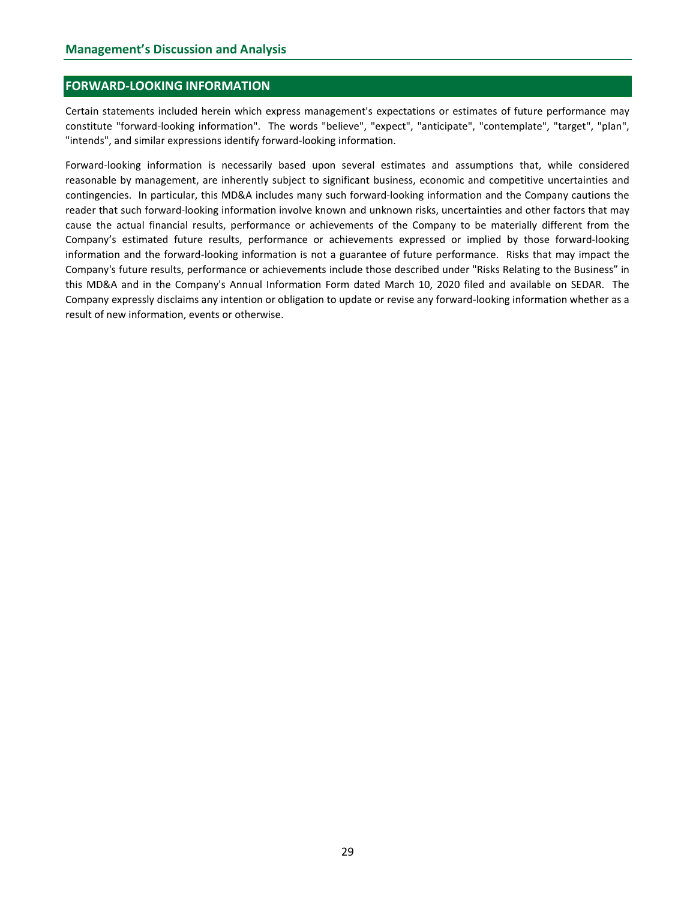## FORWARD-LOOKING INFORMATION

Certain statements included herein which express management's expectations or estimates of future performance may constitute "forward-looking information". The words "believe", "expect", "anticipate", "contemplate", "target", "plan", "intends", and similar expressions identify forward-looking information.

Forward-looking information is necessarily based upon several estimates and assumptions that, while considered reasonable by management, are inherently subject to significant business, economic and competitive uncertainties and contingencies. In particular, this MD&A includes many such forward-looking information and the Company cautions the reader that such forward-looking information involve known and unknown risks, uncertainties and other factors that may cause the actual financial results, performance or achievements of the Company to be materially different from the Company's estimated future results, performance or achievements expressed or implied by those forward-looking information and the forward-looking information is not a guarantee of future performance. Risks that may impact the Company's future results, performance or achievements include those described under "Risks Relating to the Business" in this MD&A and in the Company's Annual Information Form dated March 10, 2020 filed and available on SEDAR. The Company expressly disclaims any intention or obligation to update or revise any forward-looking information whether as a result of new information, events or otherwise.